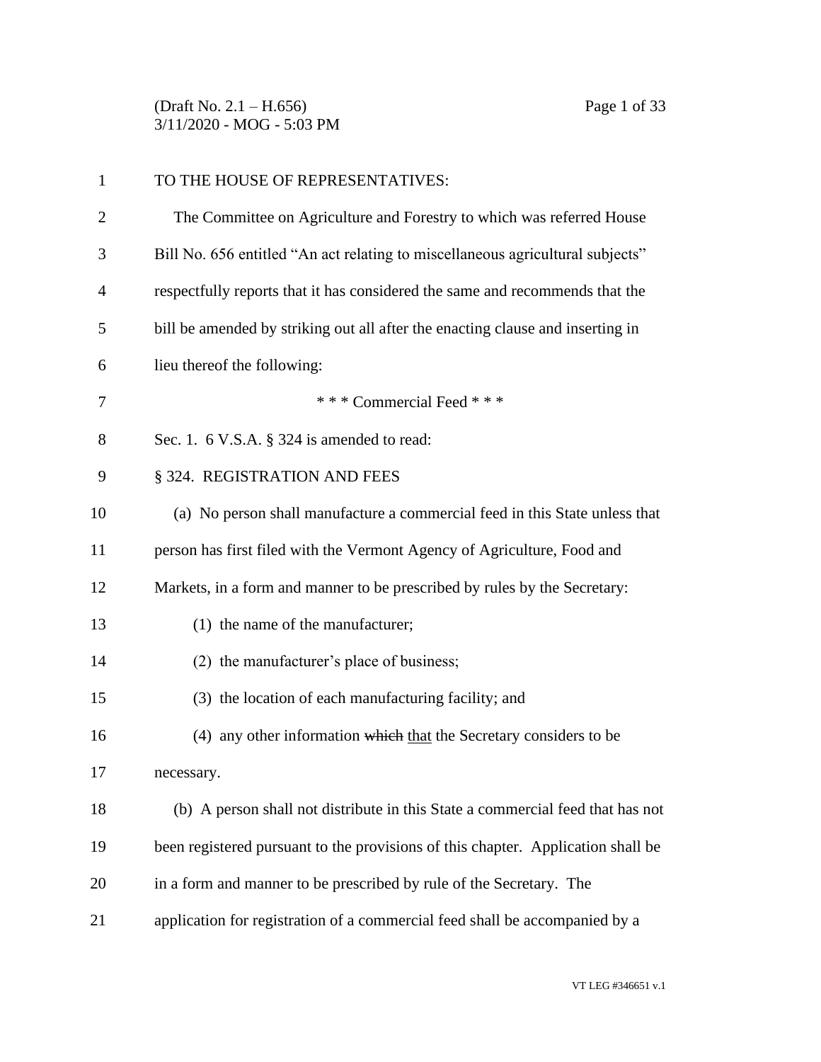TO THE HOUSE OF REPRESENTATIVES:

The Committee on Agriculture and Forestry to which was referred House Bill No. 656 entitled "An act relating to miscellaneous agricultural subjects" respectfully reports that it has considered the same and recommends that the bill be amended by striking out all after the enacting clause and inserting in lieu thereof the following:

\* \* \* Commercial Feed \* \* \*

Sec. 1. 6 V.S.A. § 324 is amended to read:

§ 324. REGISTRATION AND FEES

(a) No person shall manufacture a commercial feed in this State unless that person has first filed with the Vermont Agency of Agriculture, Food and Markets, in a form and manner to be prescribed by rules by the Secretary:

(1) the name of the manufacturer;

(2) the manufacturer's place of business;

(3) the location of each manufacturing facility; and

(4) any other information ~~which~~ <u>that</u> the Secretary considers to be necessary.

(b) A person shall not distribute in this State a commercial feed that has not been registered pursuant to the provisions of this chapter. Application shall be in a form and manner to be prescribed by rule of the Secretary. The application for registration of a commercial feed shall be accompanied by a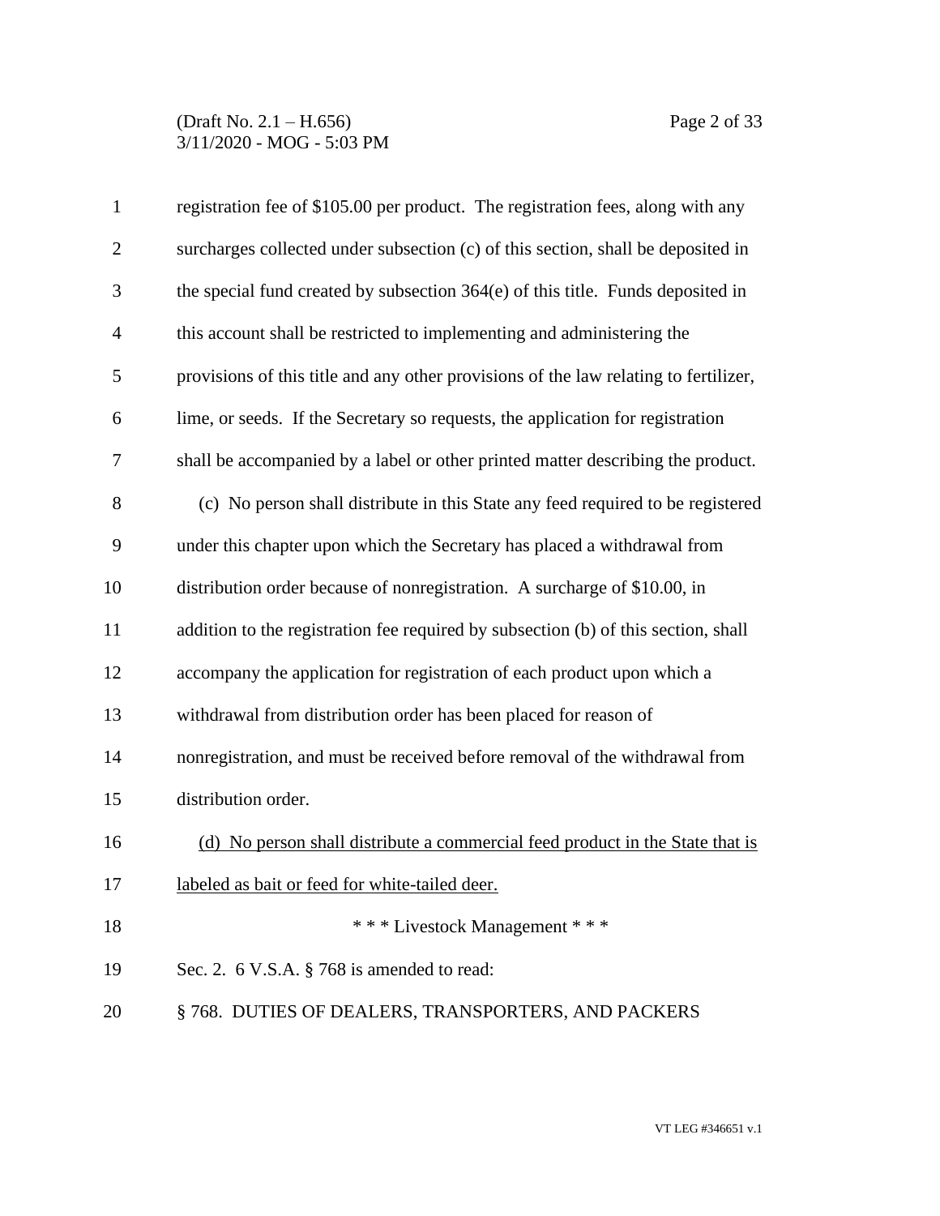registration fee of $105.00 per product. The registration fees, along with any surcharges collected under subsection (c) of this section, shall be deposited in the special fund created by subsection 364(e) of this title. Funds deposited in this account shall be restricted to implementing and administering the provisions of this title and any other provisions of the law relating to fertilizer, lime, or seeds. If the Secretary so requests, the application for registration shall be accompanied by a label or other printed matter describing the product.

(c) No person shall distribute in this State any feed required to be registered under this chapter upon which the Secretary has placed a withdrawal from distribution order because of nonregistration. A surcharge of $10.00, in addition to the registration fee required by subsection (b) of this section, shall accompany the application for registration of each product upon which a withdrawal from distribution order has been placed for reason of nonregistration, and must be received before removal of the withdrawal from distribution order.

<u>(d) No person shall distribute a commercial feed product in the State that is labeled as bait or feed for white-tailed deer.</u>

\* \* \* Livestock Management \* \* \*

Sec. 2. 6 V.S.A. § 768 is amended to read:

§ 768. DUTIES OF DEALERS, TRANSPORTERS, AND PACKERS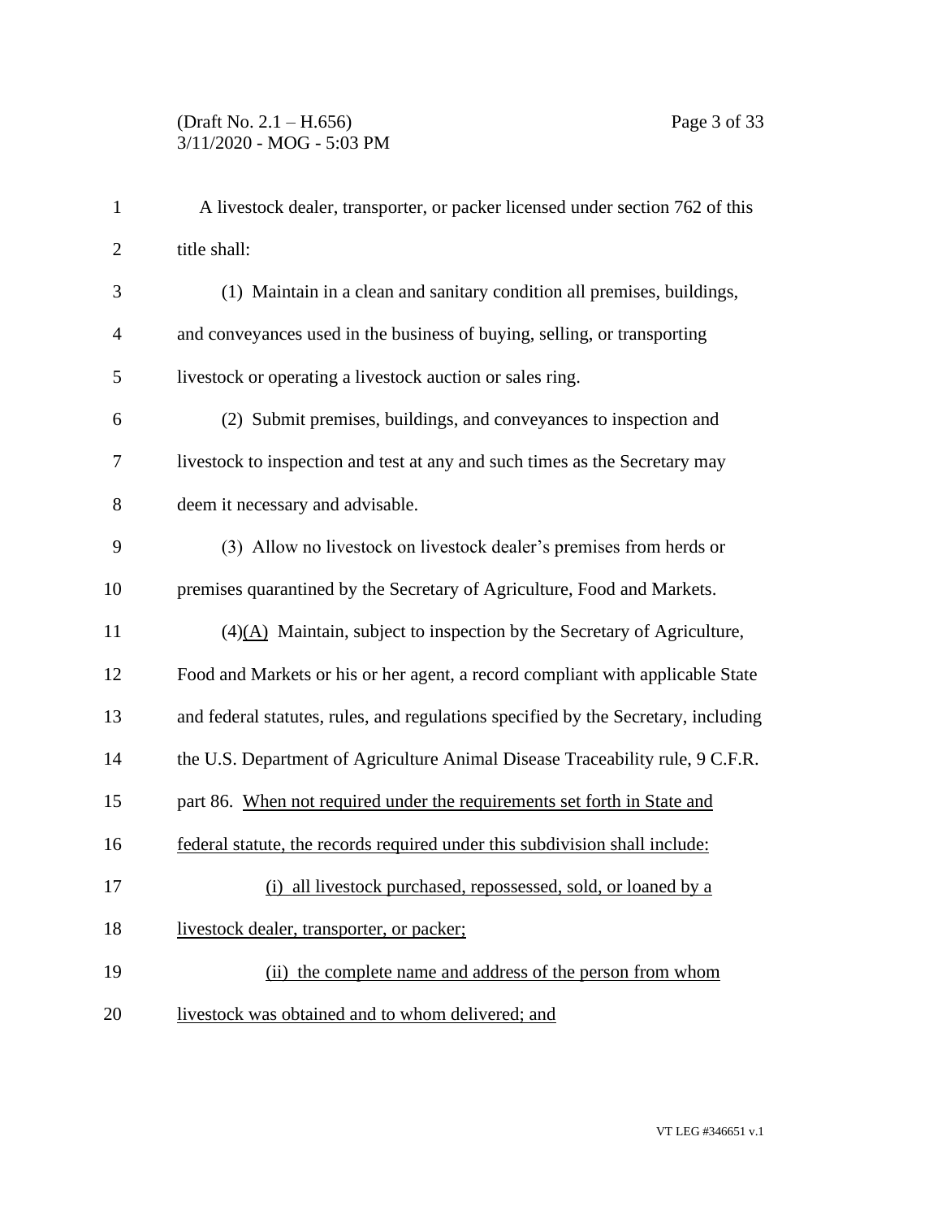A livestock dealer, transporter, or packer licensed under section 762 of this title shall:

(1) Maintain in a clean and sanitary condition all premises, buildings, and conveyances used in the business of buying, selling, or transporting livestock or operating a livestock auction or sales ring.

(2) Submit premises, buildings, and conveyances to inspection and livestock to inspection and test at any and such times as the Secretary may deem it necessary and advisable.

(3) Allow no livestock on livestock dealer's premises from herds or premises quarantined by the Secretary of Agriculture, Food and Markets.

(4)<u>(A)</u> Maintain, subject to inspection by the Secretary of Agriculture, Food and Markets or his or her agent, a record compliant with applicable State and federal statutes, rules, and regulations specified by the Secretary, including the U.S. Department of Agriculture Animal Disease Traceability rule, 9 C.F.R. part 86. <u>When not required under the requirements set forth in State and federal statute, the records required under this subdivision shall include:</u>

<u>(i) all livestock purchased, repossessed, sold, or loaned by a livestock dealer, transporter, or packer;</u>

<u>(ii) the complete name and address of the person from whom livestock was obtained and to whom delivered; and</u>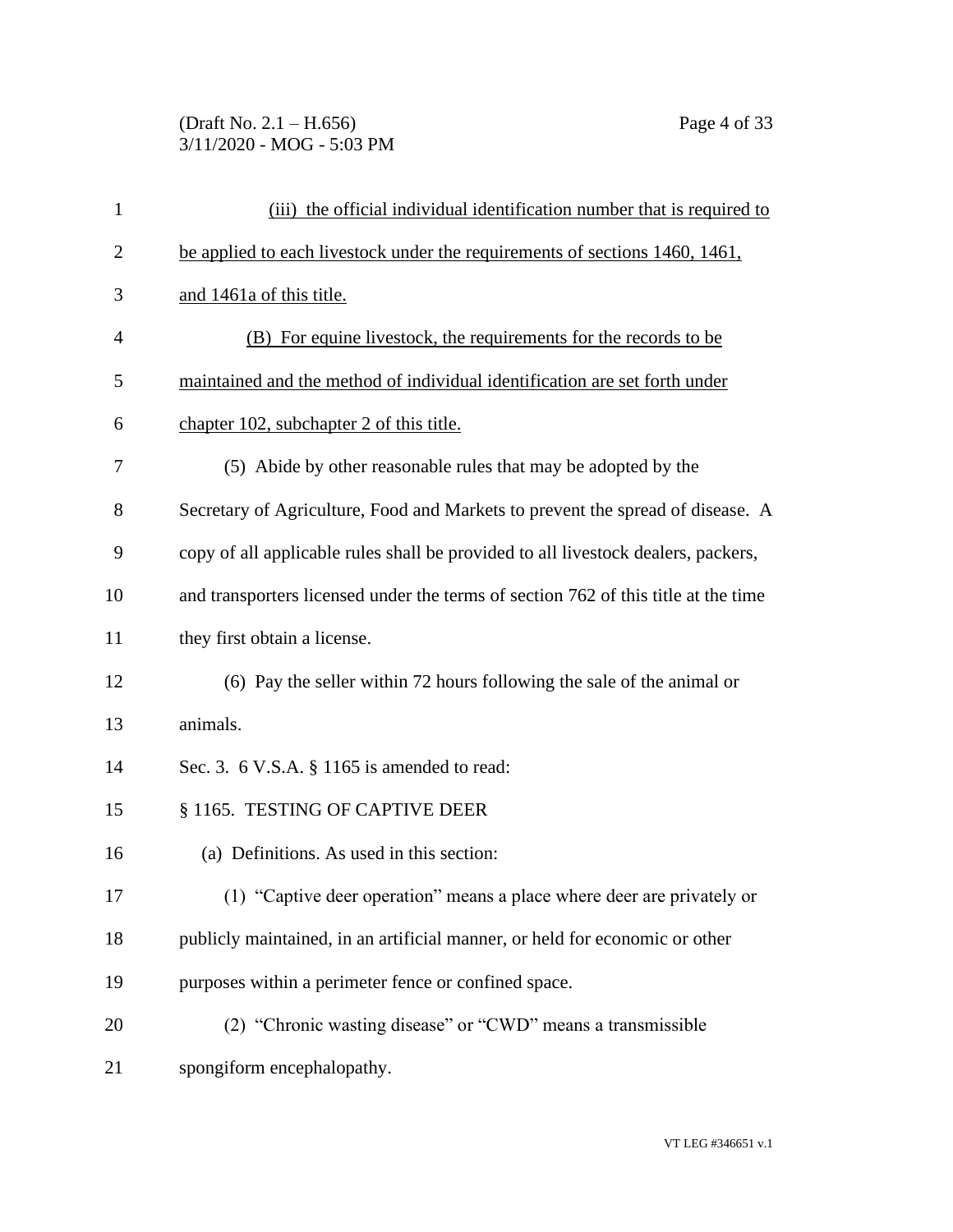(iii) the official individual identification number that is required to be applied to each livestock under the requirements of sections 1460, 1461, and 1461a of this title.

(B) For equine livestock, the requirements for the records to be maintained and the method of individual identification are set forth under chapter 102, subchapter 2 of this title.

(5) Abide by other reasonable rules that may be adopted by the Secretary of Agriculture, Food and Markets to prevent the spread of disease. A copy of all applicable rules shall be provided to all livestock dealers, packers, and transporters licensed under the terms of section 762 of this title at the time they first obtain a license.

(6) Pay the seller within 72 hours following the sale of the animal or animals.

Sec. 3. 6 V.S.A. § 1165 is amended to read:

§ 1165. TESTING OF CAPTIVE DEER

(a) Definitions. As used in this section:

(1) "Captive deer operation" means a place where deer are privately or publicly maintained, in an artificial manner, or held for economic or other purposes within a perimeter fence or confined space.

(2) "Chronic wasting disease" or "CWD" means a transmissible spongiform encephalopathy.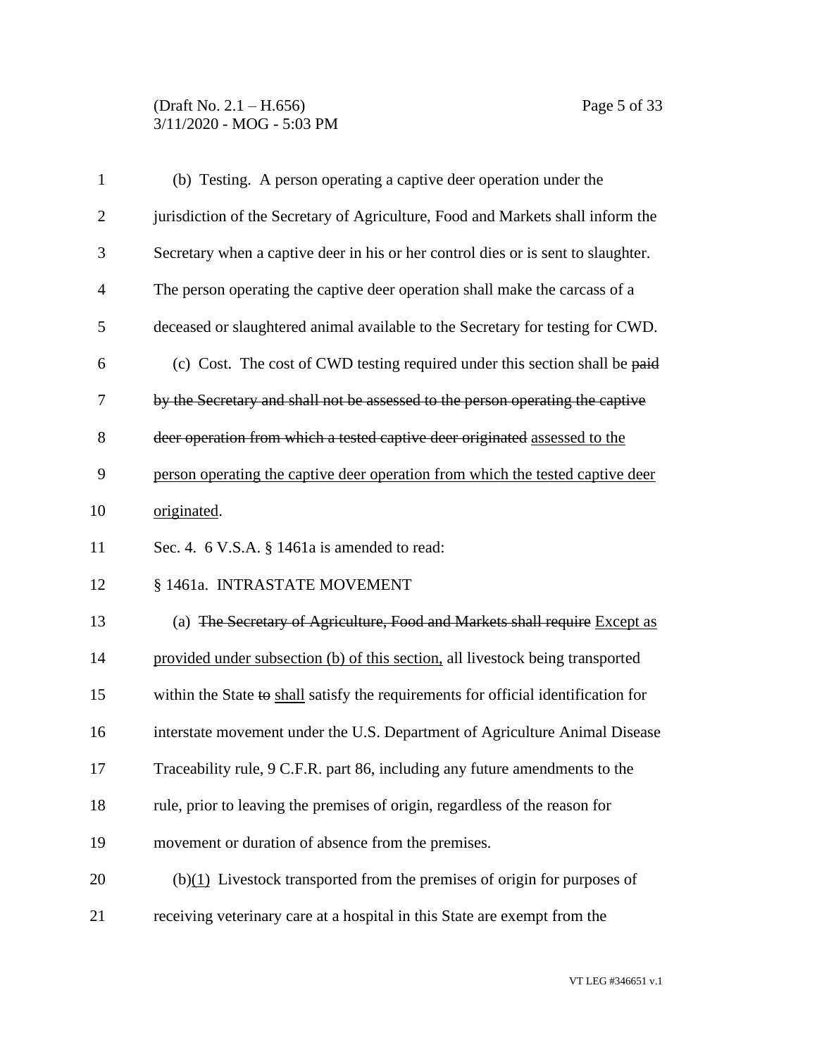(b) Testing. A person operating a captive deer operation under the jurisdiction of the Secretary of Agriculture, Food and Markets shall inform the Secretary when a captive deer in his or her control dies or is sent to slaughter. The person operating the captive deer operation shall make the carcass of a deceased or slaughtered animal available to the Secretary for testing for CWD.

(c) Cost. The cost of CWD testing required under this section shall be ~~paid by the Secretary and shall not be assessed to the person operating the captive deer operation from which a tested captive deer originated~~ <u>assessed to the person operating the captive deer operation from which the tested captive deer originated</u>.

Sec. 4. 6 V.S.A. § 1461a is amended to read:

§ 1461a. INTRASTATE MOVEMENT

(a) ~~The Secretary of Agriculture, Food and Markets shall require~~ <u>Except as provided under subsection (b) of this section,</u> all livestock being transported within the State ~~to~~ <u>shall</u> satisfy the requirements for official identification for interstate movement under the U.S. Department of Agriculture Animal Disease Traceability rule, 9 C.F.R. part 86, including any future amendments to the rule, prior to leaving the premises of origin, regardless of the reason for movement or duration of absence from the premises.

(b)<u>(1)</u> Livestock transported from the premises of origin for purposes of receiving veterinary care at a hospital in this State are exempt from the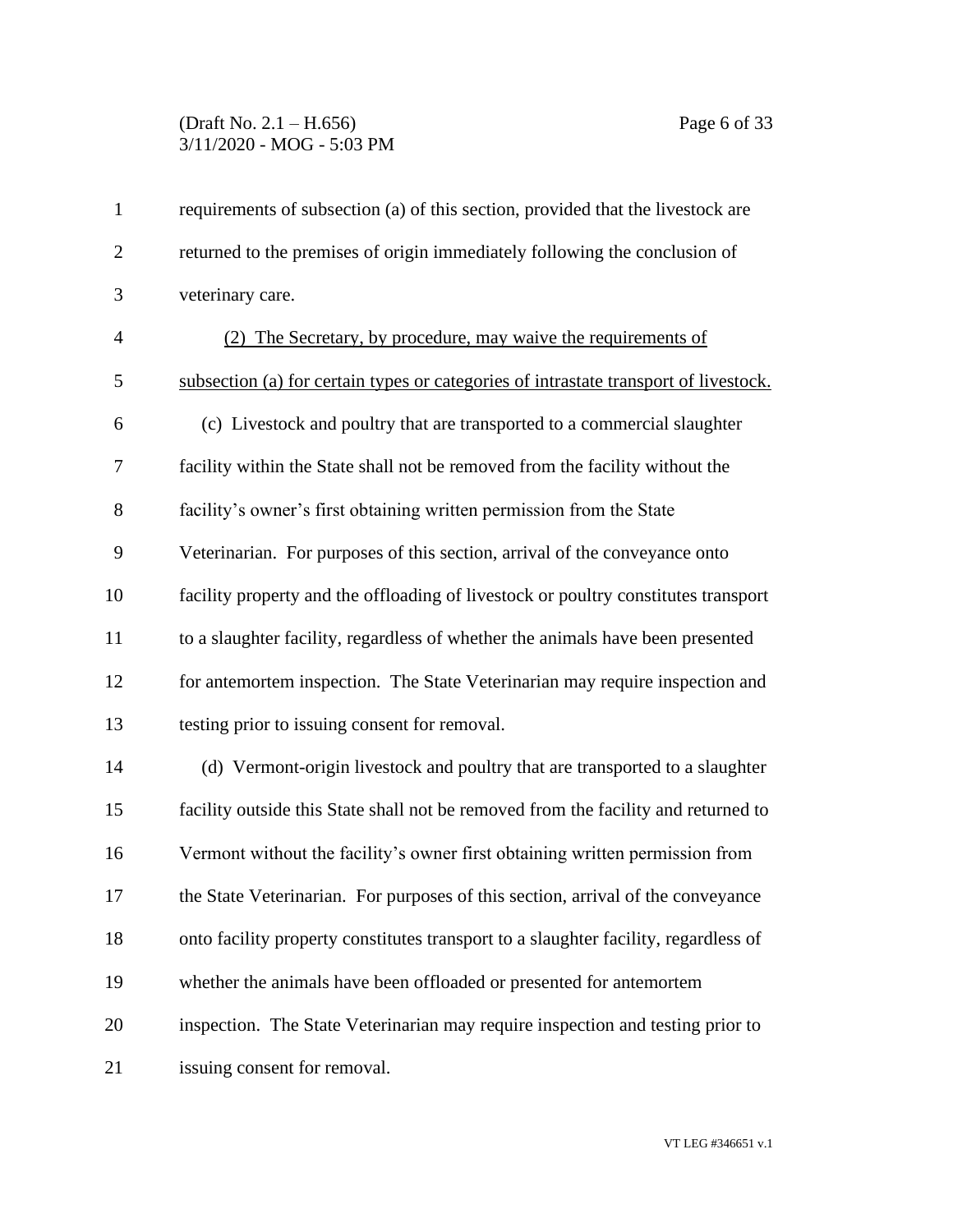requirements of subsection (a) of this section, provided that the livestock are returned to the premises of origin immediately following the conclusion of veterinary care.

<u>(2) The Secretary, by procedure, may waive the requirements of subsection (a) for certain types or categories of intrastate transport of livestock.</u>

(c) Livestock and poultry that are transported to a commercial slaughter facility within the State shall not be removed from the facility without the facility's owner's first obtaining written permission from the State Veterinarian. For purposes of this section, arrival of the conveyance onto facility property and the offloading of livestock or poultry constitutes transport to a slaughter facility, regardless of whether the animals have been presented for antemortem inspection. The State Veterinarian may require inspection and testing prior to issuing consent for removal.

(d) Vermont-origin livestock and poultry that are transported to a slaughter facility outside this State shall not be removed from the facility and returned to Vermont without the facility's owner first obtaining written permission from the State Veterinarian. For purposes of this section, arrival of the conveyance onto facility property constitutes transport to a slaughter facility, regardless of whether the animals have been offloaded or presented for antemortem inspection. The State Veterinarian may require inspection and testing prior to issuing consent for removal.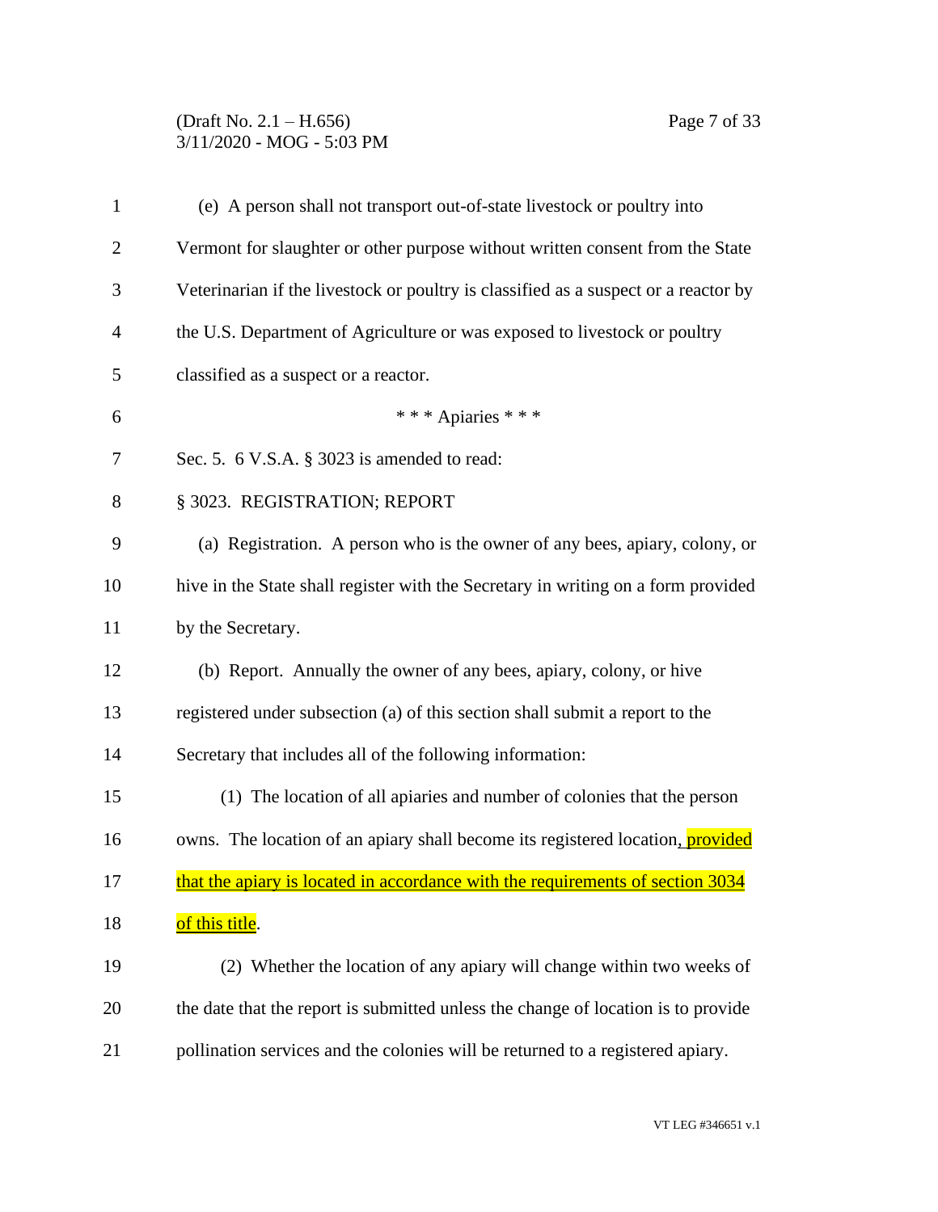(e) A person shall not transport out-of-state livestock or poultry into Vermont for slaughter or other purpose without written consent from the State Veterinarian if the livestock or poultry is classified as a suspect or a reactor by the U.S. Department of Agriculture or was exposed to livestock or poultry classified as a suspect or a reactor.

\* \* \* Apiaries \* \* \*

Sec. 5. 6 V.S.A. § 3023 is amended to read:

§ 3023. REGISTRATION; REPORT

(a) Registration. A person who is the owner of any bees, apiary, colony, or hive in the State shall register with the Secretary in writing on a form provided by the Secretary.

(b) Report. Annually the owner of any bees, apiary, colony, or hive registered under subsection (a) of this section shall submit a report to the Secretary that includes all of the following information:

(1) The location of all apiaries and number of colonies that the person owns. The location of an apiary shall become its registered location, provided that the apiary is located in accordance with the requirements of section 3034 of this title.

(2) Whether the location of any apiary will change within two weeks of the date that the report is submitted unless the change of location is to provide pollination services and the colonies will be returned to a registered apiary.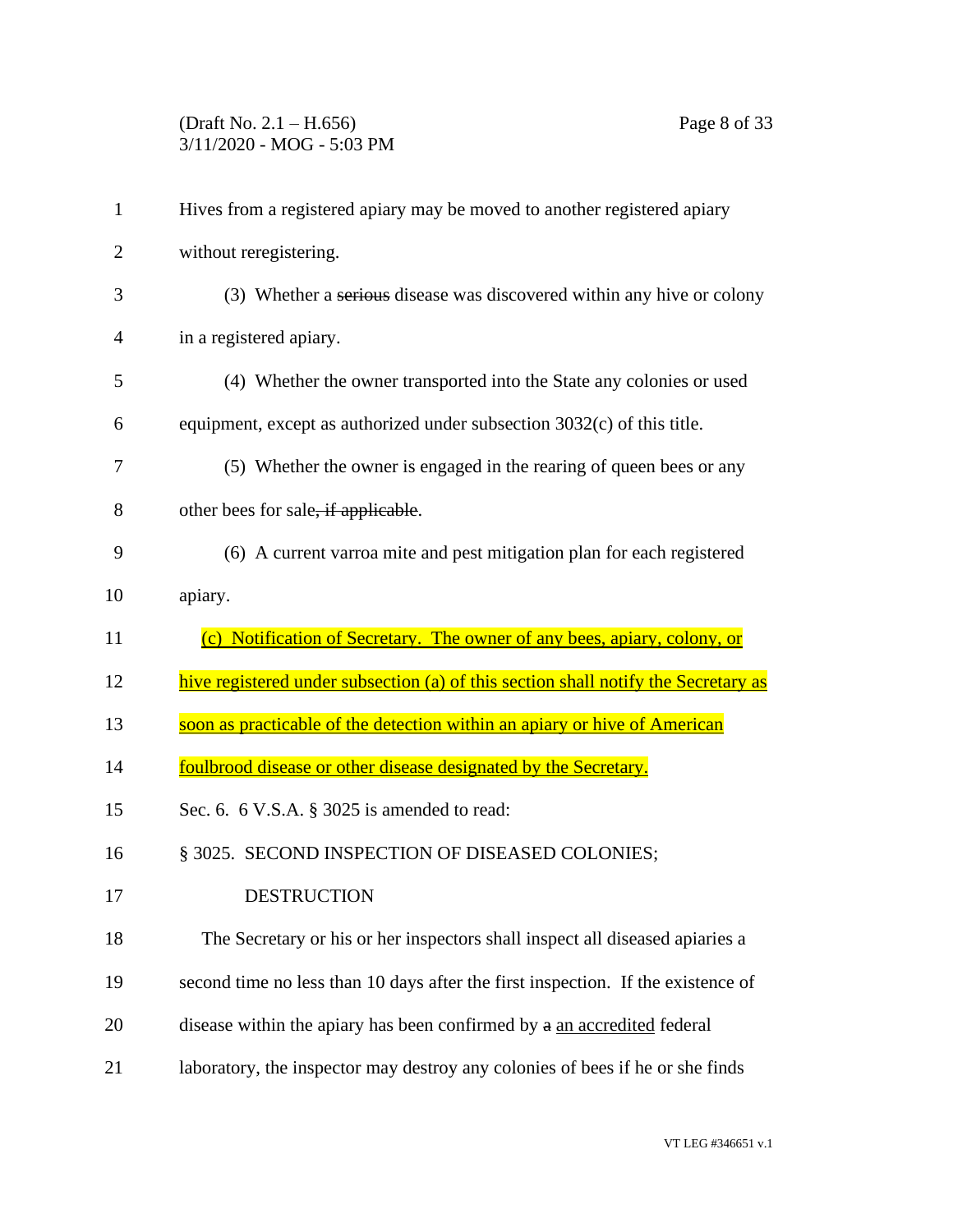Hives from a registered apiary may be moved to another registered apiary without reregistering.

(3) Whether a ~~serious~~ disease was discovered within any hive or colony in a registered apiary.

(4) Whether the owner transported into the State any colonies or used equipment, except as authorized under subsection 3032(c) of this title.

(5) Whether the owner is engaged in the rearing of queen bees or any other bees for sale~~, if applicable~~.

(6) A current varroa mite and pest mitigation plan for each registered apiary.

<u>(c) Notification of Secretary. The owner of any bees, apiary, colony, or hive registered under subsection (a) of this section shall notify the Secretary as soon as practicable of the detection within an apiary or hive of American foulbrood disease or other disease designated by the Secretary.</u>

Sec. 6. 6 V.S.A. § 3025 is amended to read:

§ 3025. SECOND INSPECTION OF DISEASED COLONIES; DESTRUCTION

The Secretary or his or her inspectors shall inspect all diseased apiaries a second time no less than 10 days after the first inspection. If the existence of disease within the apiary has been confirmed by ~~a~~ <u>an accredited</u> federal laboratory, the inspector may destroy any colonies of bees if he or she finds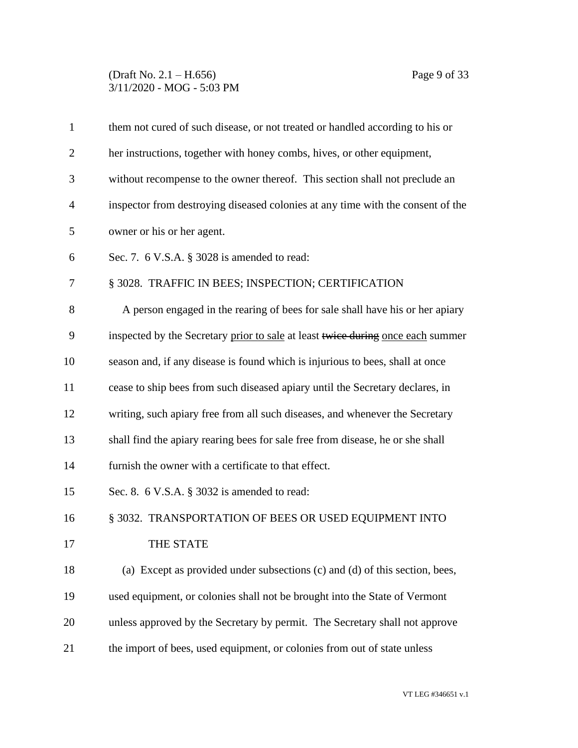them not cured of such disease, or not treated or handled according to his or her instructions, together with honey combs, hives, or other equipment, without recompense to the owner thereof. This section shall not preclude an inspector from destroying diseased colonies at any time with the consent of the owner or his or her agent.

Sec. 7. 6 V.S.A. § 3028 is amended to read:

§ 3028. TRAFFIC IN BEES; INSPECTION; CERTIFICATION

A person engaged in the rearing of bees for sale shall have his or her apiary inspected by the Secretary <u>prior to sale</u> at least ~~twice during~~ <u>once each</u> summer season and, if any disease is found which is injurious to bees, shall at once cease to ship bees from such diseased apiary until the Secretary declares, in writing, such apiary free from all such diseases, and whenever the Secretary shall find the apiary rearing bees for sale free from disease, he or she shall furnish the owner with a certificate to that effect.

Sec. 8. 6 V.S.A. § 3032 is amended to read:

§ 3032. TRANSPORTATION OF BEES OR USED EQUIPMENT INTO THE STATE

(a) Except as provided under subsections (c) and (d) of this section, bees, used equipment, or colonies shall not be brought into the State of Vermont unless approved by the Secretary by permit. The Secretary shall not approve the import of bees, used equipment, or colonies from out of state unless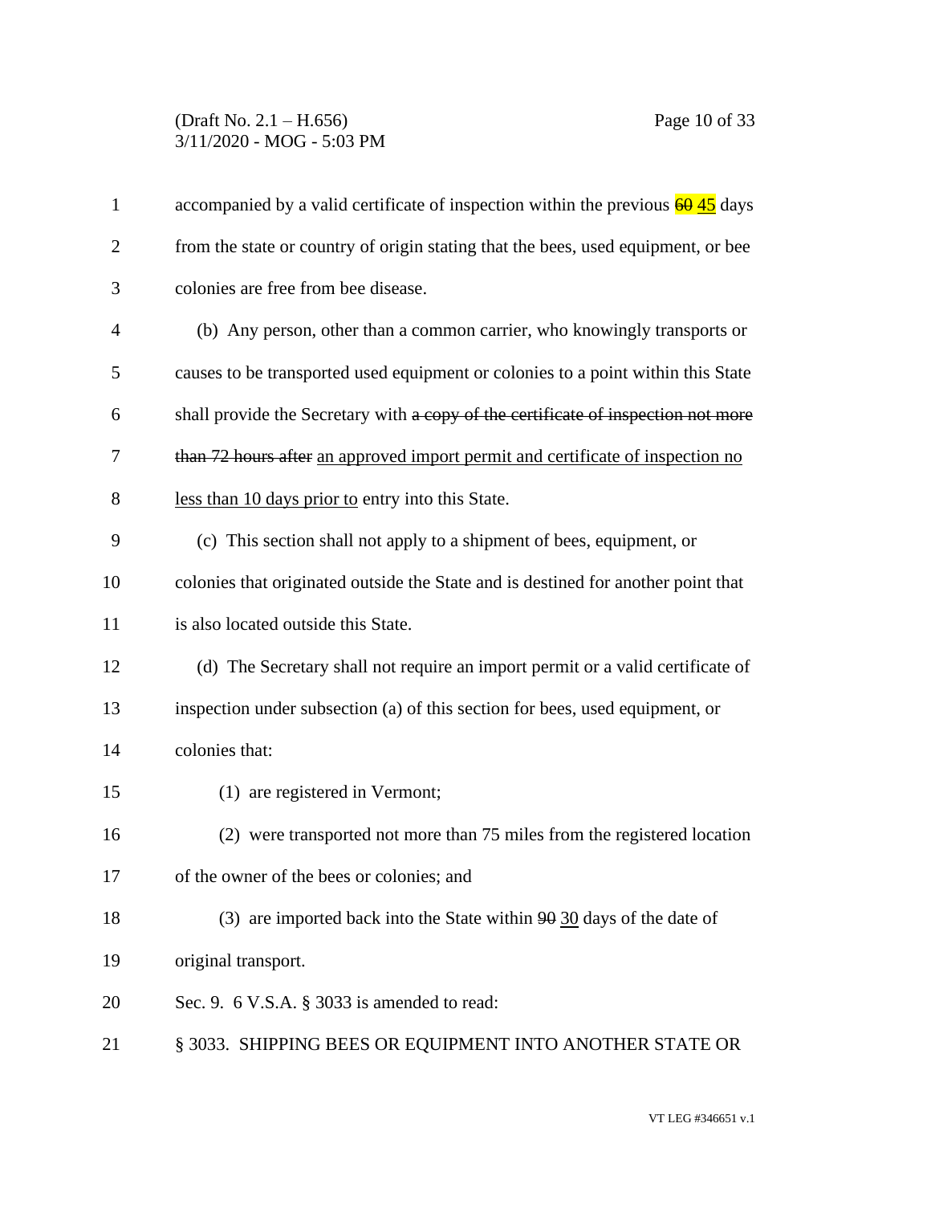accompanied by a valid certificate of inspection within the previous ~~60~~ <u>45</u> days from the state or country of origin stating that the bees, used equipment, or bee colonies are free from bee disease.

(b) Any person, other than a common carrier, who knowingly transports or causes to be transported used equipment or colonies to a point within this State shall provide the Secretary with ~~a copy of the certificate of inspection not more than 72 hours after~~ <u>an approved import permit and certificate of inspection no less than 10 days prior to</u> entry into this State.

(c) This section shall not apply to a shipment of bees, equipment, or colonies that originated outside the State and is destined for another point that is also located outside this State.

(d) The Secretary shall not require an import permit or a valid certificate of inspection under subsection (a) of this section for bees, used equipment, or colonies that:

(1) are registered in Vermont;

(2) were transported not more than 75 miles from the registered location of the owner of the bees or colonies; and

(3) are imported back into the State within ~~90~~ <u>30</u> days of the date of original transport.

Sec. 9. 6 V.S.A. § 3033 is amended to read:

§ 3033. SHIPPING BEES OR EQUIPMENT INTO ANOTHER STATE OR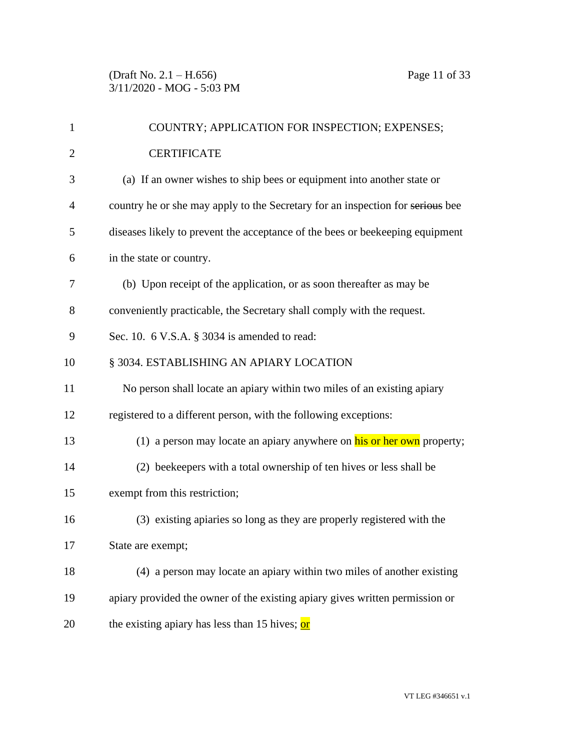COUNTRY; APPLICATION FOR INSPECTION; EXPENSES; CERTIFICATE

(a) If an owner wishes to ship bees or equipment into another state or country he or she may apply to the Secretary for an inspection for ~~serious~~ bee diseases likely to prevent the acceptance of the bees or beekeeping equipment in the state or country.

(b) Upon receipt of the application, or as soon thereafter as may be conveniently practicable, the Secretary shall comply with the request.

Sec. 10. 6 V.S.A. § 3034 is amended to read:

§ 3034. ESTABLISHING AN APIARY LOCATION

No person shall locate an apiary within two miles of an existing apiary registered to a different person, with the following exceptions:

(1) a person may locate an apiary anywhere on his or her own property;

(2) beekeepers with a total ownership of ten hives or less shall be exempt from this restriction;

(3) existing apiaries so long as they are properly registered with the State are exempt;

(4) a person may locate an apiary within two miles of another existing apiary provided the owner of the existing apiary gives written permission or the existing apiary has less than 15 hives; <u>or</u>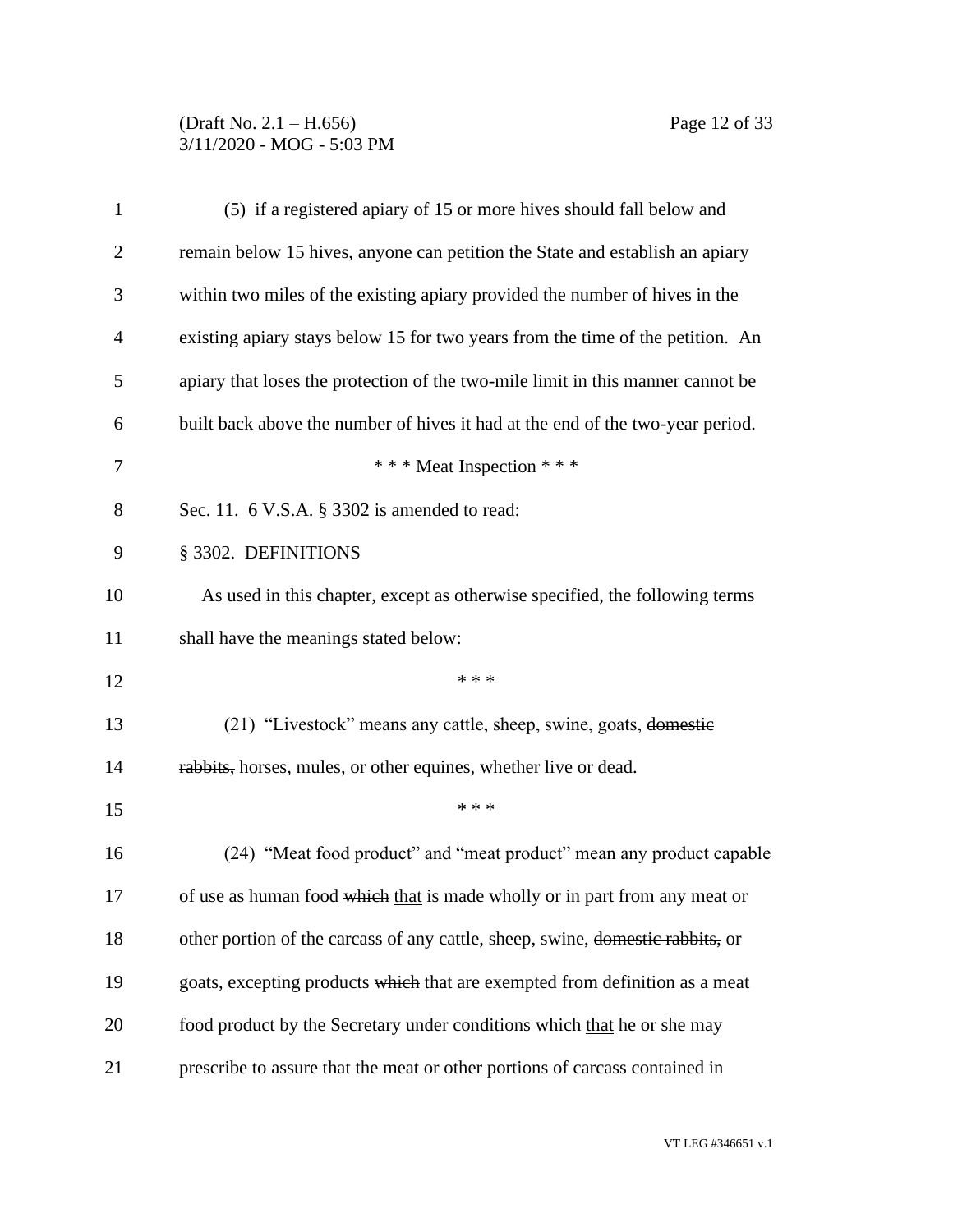(5) if a registered apiary of 15 or more hives should fall below and remain below 15 hives, anyone can petition the State and establish an apiary within two miles of the existing apiary provided the number of hives in the existing apiary stays below 15 for two years from the time of the petition. An apiary that loses the protection of the two-mile limit in this manner cannot be built back above the number of hives it had at the end of the two-year period.

\* \* \* Meat Inspection \* \* \*

Sec. 11. 6 V.S.A. § 3302 is amended to read:

§ 3302. DEFINITIONS

As used in this chapter, except as otherwise specified, the following terms shall have the meanings stated below:

\* \* \*

(21) "Livestock" means any cattle, sheep, swine, goats, ~~domestic rabbits,~~ horses, mules, or other equines, whether live or dead.

\* \* \*

(24) "Meat food product" and "meat product" mean any product capable of use as human food ~~which~~ <u>that</u> is made wholly or in part from any meat or other portion of the carcass of any cattle, sheep, swine, ~~domestic rabbits,~~ or goats, excepting products ~~which~~ <u>that</u> are exempted from definition as a meat food product by the Secretary under conditions ~~which~~ <u>that</u> he or she may prescribe to assure that the meat or other portions of carcass contained in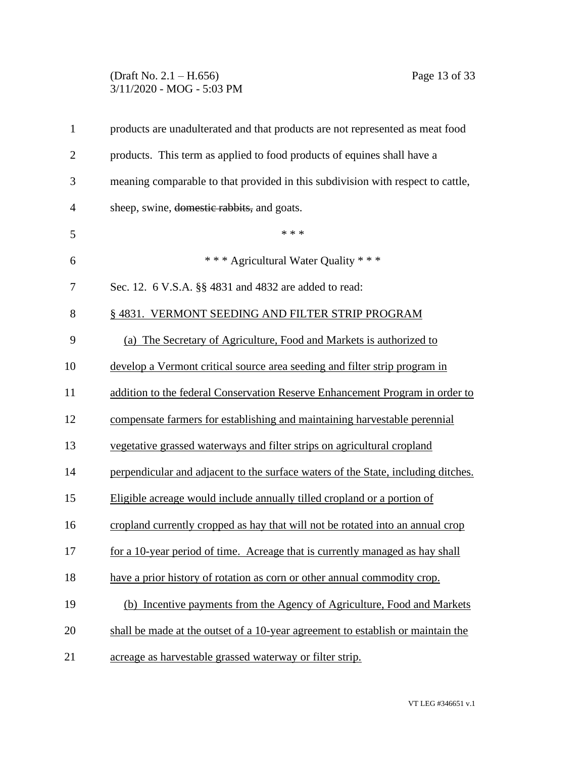products are unadulterated and that products are not represented as meat food products. This term as applied to food products of equines shall have a meaning comparable to that provided in this subdivision with respect to cattle, sheep, swine, ~~domestic rabbits,~~ and goats.

\* \* \*

\* \* \* Agricultural Water Quality \* \* \*

Sec. 12. 6 V.S.A. §§ 4831 and 4832 are added to read:

<u>§ 4831. VERMONT SEEDING AND FILTER STRIP PROGRAM</u>

<u>(a) The Secretary of Agriculture, Food and Markets is authorized to develop a Vermont critical source area seeding and filter strip program in addition to the federal Conservation Reserve Enhancement Program in order to compensate farmers for establishing and maintaining harvestable perennial vegetative grassed waterways and filter strips on agricultural cropland perpendicular and adjacent to the surface waters of the State, including ditches. Eligible acreage would include annually tilled cropland or a portion of cropland currently cropped as hay that will not be rotated into an annual crop for a 10-year period of time. Acreage that is currently managed as hay shall have a prior history of rotation as corn or other annual commodity crop.</u>

<u>(b) Incentive payments from the Agency of Agriculture, Food and Markets shall be made at the outset of a 10-year agreement to establish or maintain the acreage as harvestable grassed waterway or filter strip.</u>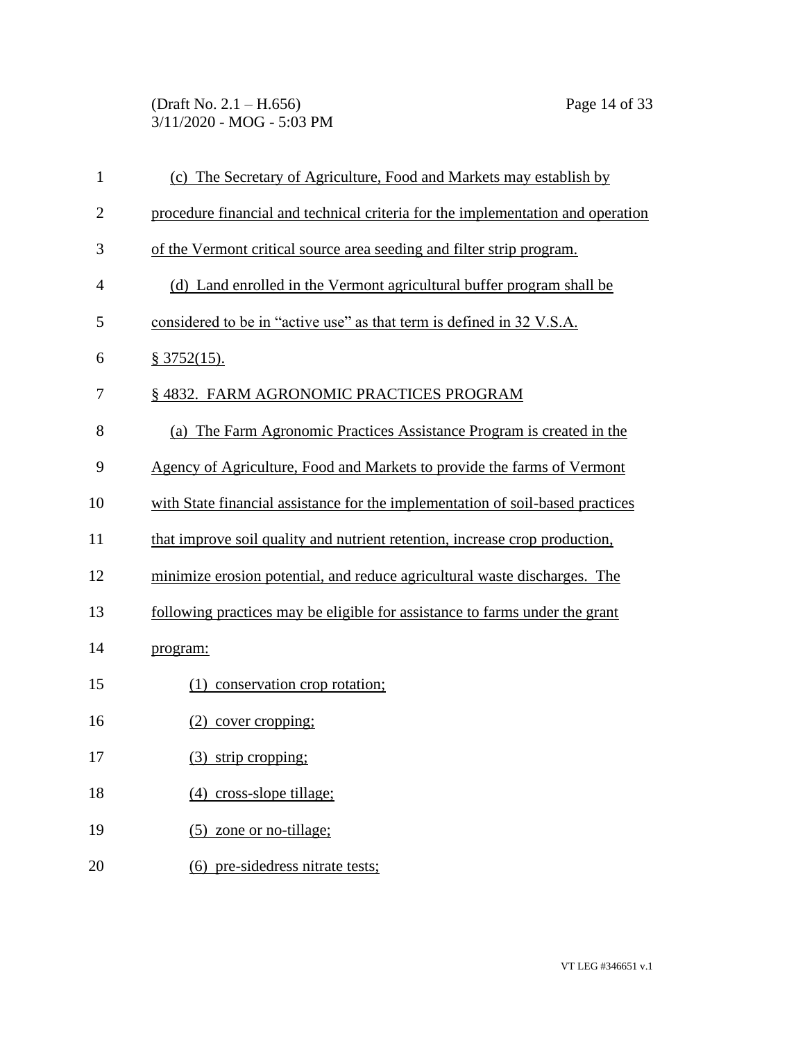(c) The Secretary of Agriculture, Food and Markets may establish by procedure financial and technical criteria for the implementation and operation of the Vermont critical source area seeding and filter strip program.

(d) Land enrolled in the Vermont agricultural buffer program shall be considered to be in "active use" as that term is defined in 32 V.S.A. § 3752(15).

§ 4832. FARM AGRONOMIC PRACTICES PROGRAM

(a) The Farm Agronomic Practices Assistance Program is created in the Agency of Agriculture, Food and Markets to provide the farms of Vermont with State financial assistance for the implementation of soil-based practices that improve soil quality and nutrient retention, increase crop production, minimize erosion potential, and reduce agricultural waste discharges. The following practices may be eligible for assistance to farms under the grant program:

(1) conservation crop rotation;

(2) cover cropping;

(3) strip cropping;

(4) cross-slope tillage;

(5) zone or no-tillage;

(6) pre-sidedress nitrate tests;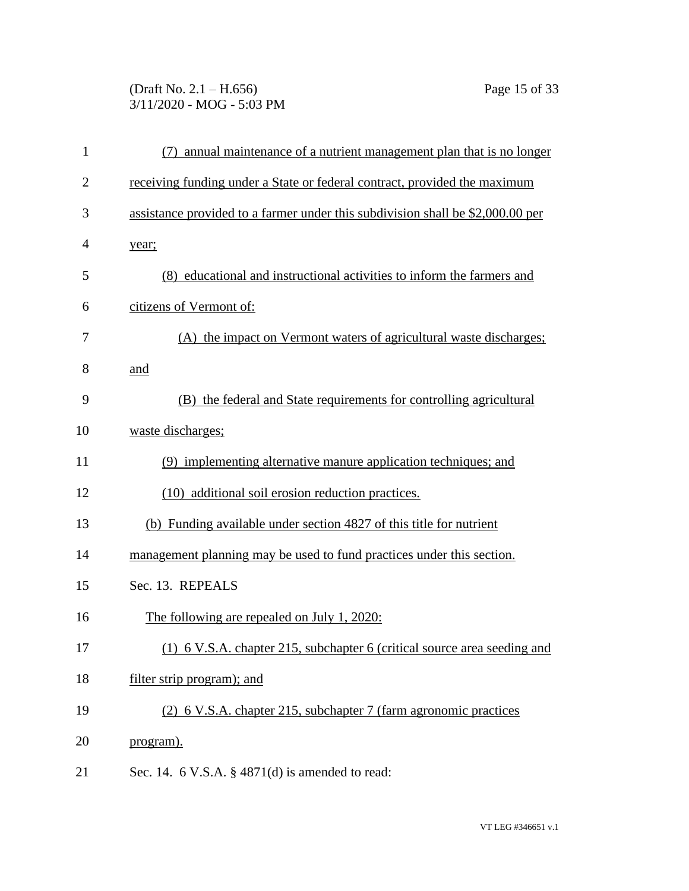(7) annual maintenance of a nutrient management plan that is no longer receiving funding under a State or federal contract, provided the maximum assistance provided to a farmer under this subdivision shall be $2,000.00 per year;

(8) educational and instructional activities to inform the farmers and citizens of Vermont of:

(A) the impact on Vermont waters of agricultural waste discharges; and

(B) the federal and State requirements for controlling agricultural waste discharges;

(9) implementing alternative manure application techniques; and

(10) additional soil erosion reduction practices.

(b) Funding available under section 4827 of this title for nutrient management planning may be used to fund practices under this section.

Sec. 13. REPEALS

The following are repealed on July 1, 2020:

(1) 6 V.S.A. chapter 215, subchapter 6 (critical source area seeding and filter strip program); and

(2) 6 V.S.A. chapter 215, subchapter 7 (farm agronomic practices program).

Sec. 14. 6 V.S.A. § 4871(d) is amended to read: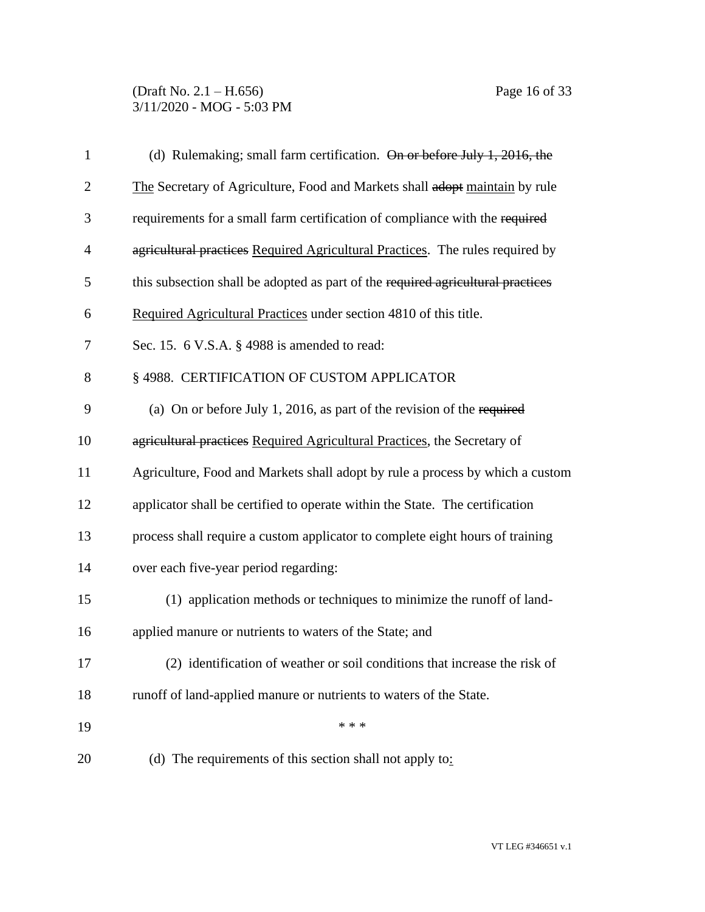(d) Rulemaking; small farm certification. ~~On or before July 1, 2016, the~~ The Secretary of Agriculture, Food and Markets shall ~~adopt~~ maintain by rule requirements for a small farm certification of compliance with the ~~required agricultural practices~~ Required Agricultural Practices. The rules required by this subsection shall be adopted as part of the ~~required agricultural practices~~ Required Agricultural Practices under section 4810 of this title.

Sec. 15. 6 V.S.A. § 4988 is amended to read:

§ 4988. CERTIFICATION OF CUSTOM APPLICATOR

(a) On or before July 1, 2016, as part of the revision of the ~~required agricultural practices~~ Required Agricultural Practices, the Secretary of Agriculture, Food and Markets shall adopt by rule a process by which a custom applicator shall be certified to operate within the State. The certification process shall require a custom applicator to complete eight hours of training over each five-year period regarding:

(1) application methods or techniques to minimize the runoff of land-applied manure or nutrients to waters of the State; and

(2) identification of weather or soil conditions that increase the risk of runoff of land-applied manure or nutrients to waters of the State.

\* \* \*

(d) The requirements of this section shall not apply to: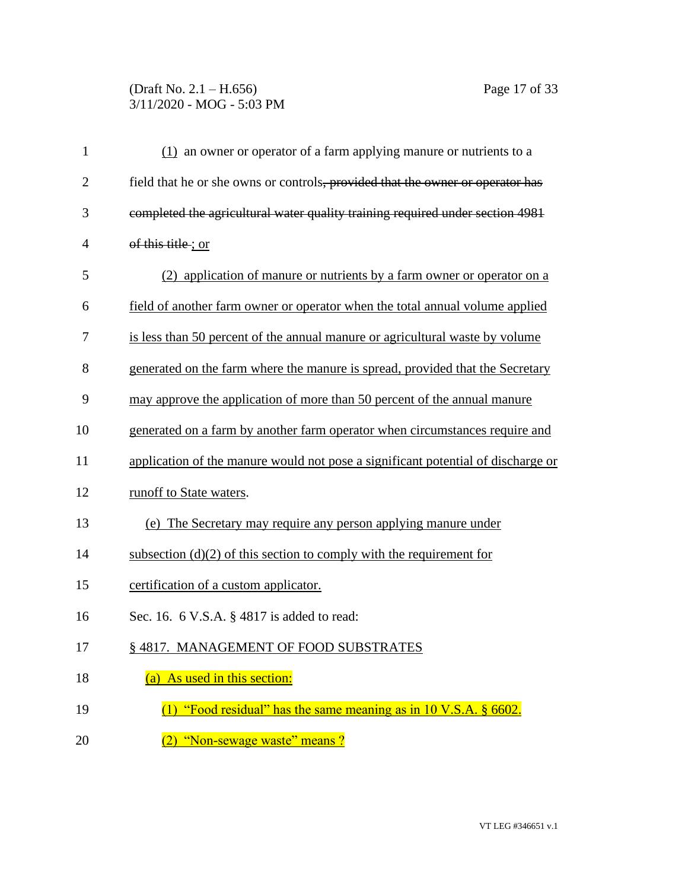(1) an owner or operator of a farm applying manure or nutrients to a field that he or she owns or controls~~, provided that the owner or operator has completed the agricultural water quality training required under section 4981 of this title~~ ; or

(2) application of manure or nutrients by a farm owner or operator on a field of another farm owner or operator when the total annual volume applied is less than 50 percent of the annual manure or agricultural waste by volume generated on the farm where the manure is spread, provided that the Secretary may approve the application of more than 50 percent of the annual manure generated on a farm by another farm operator when circumstances require and application of the manure would not pose a significant potential of discharge or runoff to State waters.

(e) The Secretary may require any person applying manure under subsection (d)(2) of this section to comply with the requirement for certification of a custom applicator.

Sec. 16. 6 V.S.A. § 4817 is added to read:

§ 4817. MANAGEMENT OF FOOD SUBSTRATES

(a) As used in this section:

(1) "Food residual" has the same meaning as in 10 V.S.A. § 6602.

(2) "Non-sewage waste" means ?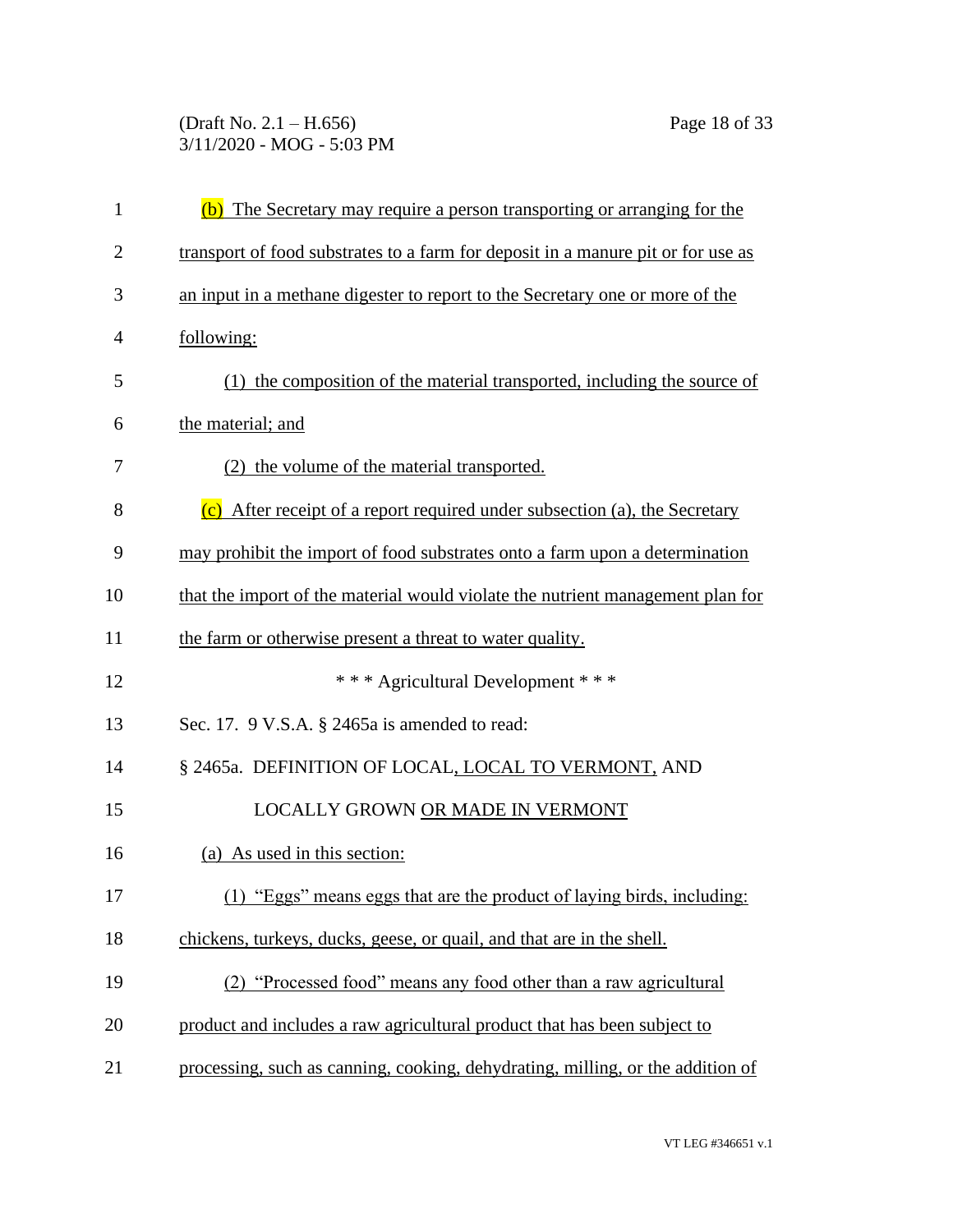(b) The Secretary may require a person transporting or arranging for the transport of food substrates to a farm for deposit in a manure pit or for use as an input in a methane digester to report to the Secretary one or more of the following:

(1) the composition of the material transported, including the source of the material; and

(2) the volume of the material transported.

(c) After receipt of a report required under subsection (a), the Secretary may prohibit the import of food substrates onto a farm upon a determination that the import of the material would violate the nutrient management plan for the farm or otherwise present a threat to water quality.

\* \* \* Agricultural Development \* \* \*

Sec. 17. 9 V.S.A. § 2465a is amended to read:

§ 2465a. DEFINITION OF LOCAL, LOCAL TO VERMONT, AND LOCALLY GROWN OR MADE IN VERMONT

(a) As used in this section:

(1) "Eggs" means eggs that are the product of laying birds, including: chickens, turkeys, ducks, geese, or quail, and that are in the shell.

(2) "Processed food" means any food other than a raw agricultural product and includes a raw agricultural product that has been subject to processing, such as canning, cooking, dehydrating, milling, or the addition of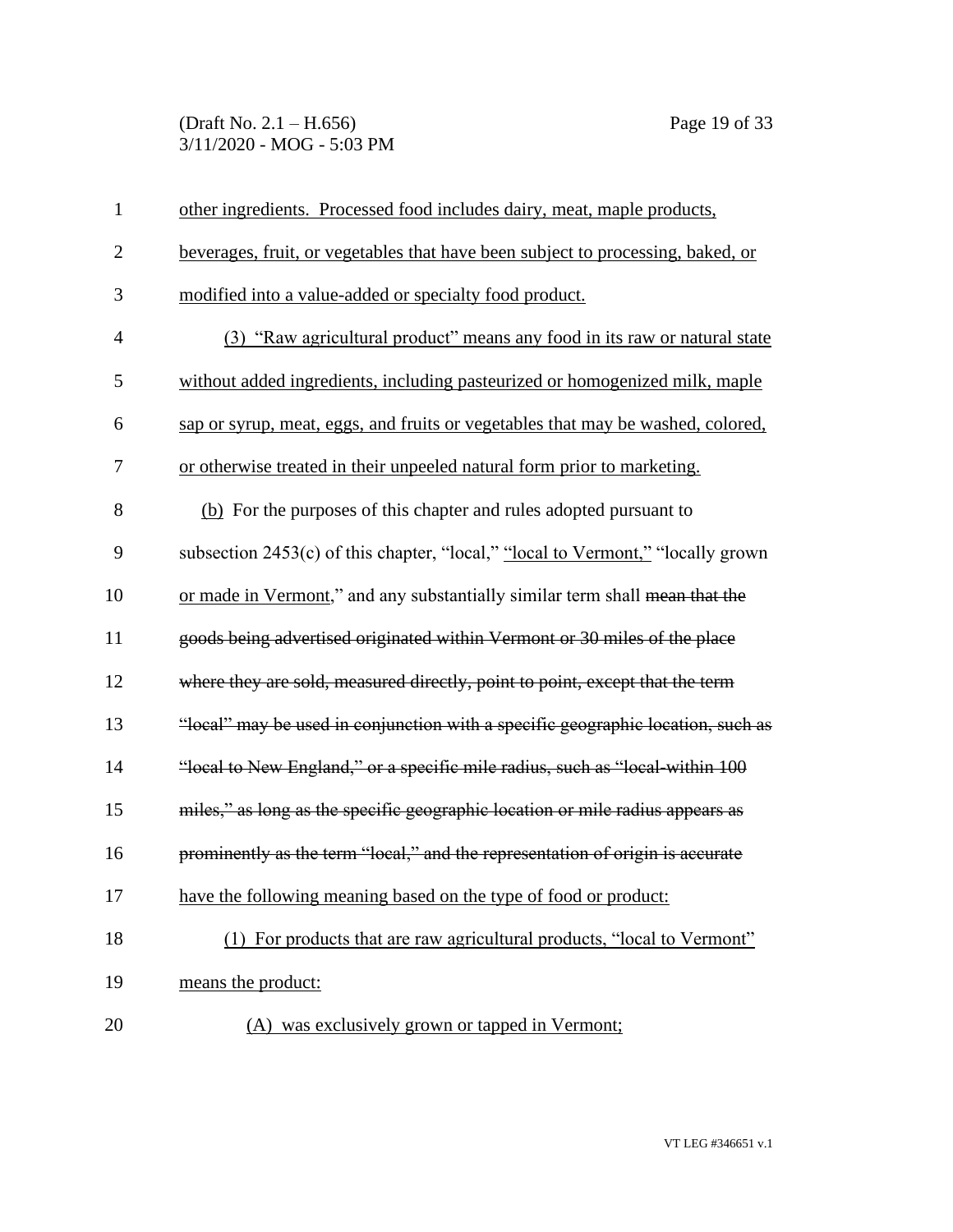other ingredients. Processed food includes dairy, meat, maple products, beverages, fruit, or vegetables that have been subject to processing, baked, or modified into a value-added or specialty food product.

(3) "Raw agricultural product" means any food in its raw or natural state without added ingredients, including pasteurized or homogenized milk, maple sap or syrup, meat, eggs, and fruits or vegetables that may be washed, colored, or otherwise treated in their unpeeled natural form prior to marketing.

(b) For the purposes of this chapter and rules adopted pursuant to subsection 2453(c) of this chapter, "local," "local to Vermont," "locally grown or made in Vermont," and any substantially similar term shall ~~mean that the goods being advertised originated within Vermont or 30 miles of the place where they are sold, measured directly, point to point, except that the term "local" may be used in conjunction with a specific geographic location, such as "local to New England," or a specific mile radius, such as "local-within 100 miles," as long as the specific geographic location or mile radius appears as prominently as the term "local," and the representation of origin is accurate~~ have the following meaning based on the type of food or product:

(1) For products that are raw agricultural products, "local to Vermont" means the product:

(A) was exclusively grown or tapped in Vermont;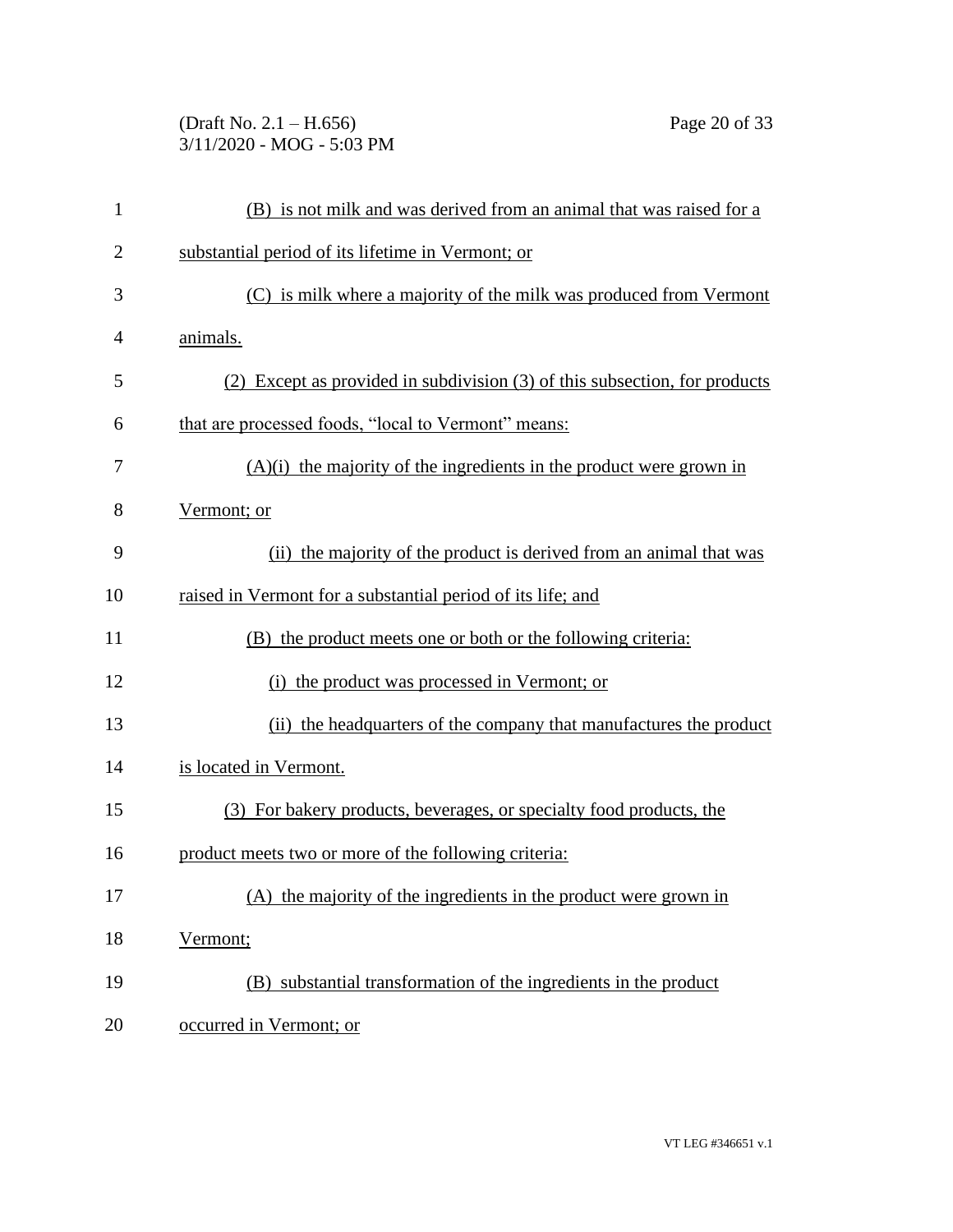(B) is not milk and was derived from an animal that was raised for a substantial period of its lifetime in Vermont; or

(C) is milk where a majority of the milk was produced from Vermont animals.

(2) Except as provided in subdivision (3) of this subsection, for products that are processed foods, "local to Vermont" means:

(A)(i) the majority of the ingredients in the product were grown in Vermont; or

(ii) the majority of the product is derived from an animal that was raised in Vermont for a substantial period of its life; and

(B) the product meets one or both or the following criteria:

(i) the product was processed in Vermont; or

(ii) the headquarters of the company that manufactures the product is located in Vermont.

(3) For bakery products, beverages, or specialty food products, the product meets two or more of the following criteria:

(A) the majority of the ingredients in the product were grown in Vermont;

(B) substantial transformation of the ingredients in the product occurred in Vermont; or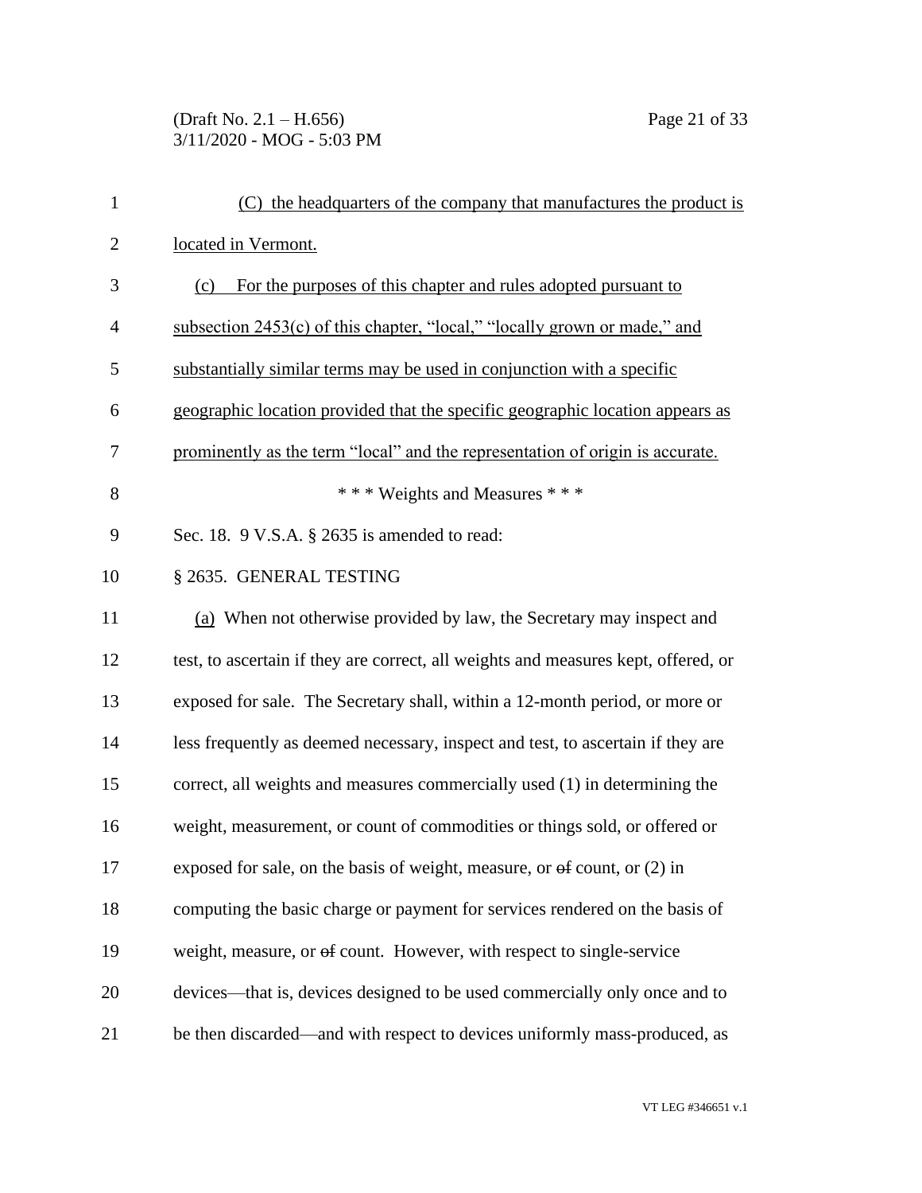(C) the headquarters of the company that manufactures the product is located in Vermont.

(c) For the purposes of this chapter and rules adopted pursuant to subsection 2453(c) of this chapter, "local," "locally grown or made," and substantially similar terms may be used in conjunction with a specific geographic location provided that the specific geographic location appears as prominently as the term "local" and the representation of origin is accurate.

\* \* \* Weights and Measures \* \* \*

Sec. 18. 9 V.S.A. § 2635 is amended to read:

§ 2635. GENERAL TESTING

(a) When not otherwise provided by law, the Secretary may inspect and test, to ascertain if they are correct, all weights and measures kept, offered, or exposed for sale. The Secretary shall, within a 12-month period, or more or less frequently as deemed necessary, inspect and test, to ascertain if they are correct, all weights and measures commercially used (1) in determining the weight, measurement, or count of commodities or things sold, or offered or exposed for sale, on the basis of weight, measure, or ~~of~~ count, or (2) in computing the basic charge or payment for services rendered on the basis of weight, measure, or ~~of~~ count. However, with respect to single-service devices—that is, devices designed to be used commercially only once and to be then discarded—and with respect to devices uniformly mass-produced, as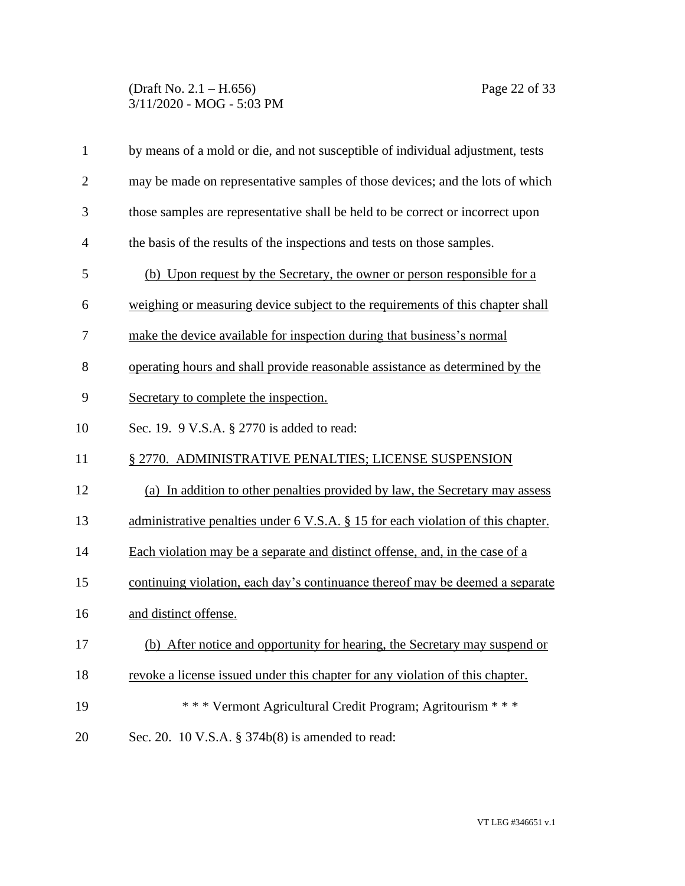by means of a mold or die, and not susceptible of individual adjustment, tests may be made on representative samples of those devices; and the lots of which those samples are representative shall be held to be correct or incorrect upon the basis of the results of the inspections and tests on those samples.

(b) Upon request by the Secretary, the owner or person responsible for a weighing or measuring device subject to the requirements of this chapter shall make the device available for inspection during that business's normal operating hours and shall provide reasonable assistance as determined by the Secretary to complete the inspection.

Sec. 19. 9 V.S.A. § 2770 is added to read:

§ 2770. ADMINISTRATIVE PENALTIES; LICENSE SUSPENSION

(a) In addition to other penalties provided by law, the Secretary may assess administrative penalties under 6 V.S.A. § 15 for each violation of this chapter. Each violation may be a separate and distinct offense, and, in the case of a continuing violation, each day's continuance thereof may be deemed a separate and distinct offense.

(b) After notice and opportunity for hearing, the Secretary may suspend or revoke a license issued under this chapter for any violation of this chapter.

\* \* \* Vermont Agricultural Credit Program; Agritourism \* \* \*

Sec. 20. 10 V.S.A. § 374b(8) is amended to read: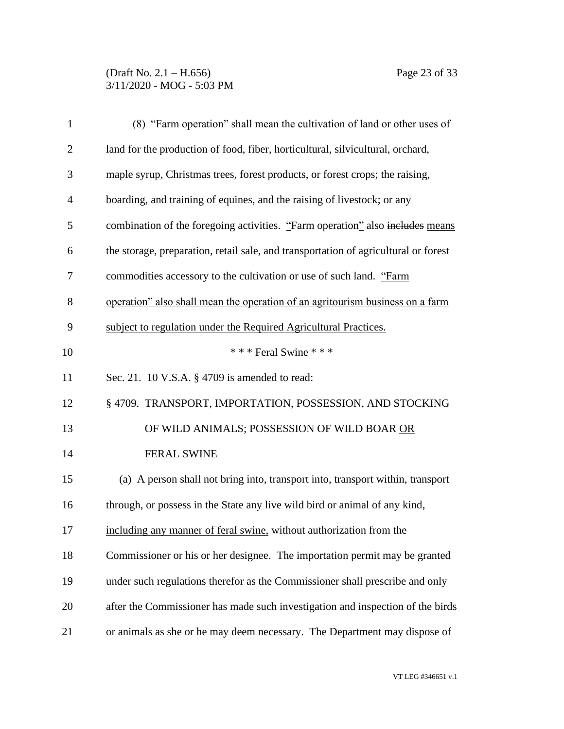(8) "Farm operation" shall mean the cultivation of land or other uses of land for the production of food, fiber, horticultural, silvicultural, orchard, maple syrup, Christmas trees, forest products, or forest crops; the raising, boarding, and training of equines, and the raising of livestock; or any combination of the foregoing activities. "Farm operation" also ~~includes~~ means the storage, preparation, retail sale, and transportation of agricultural or forest commodities accessory to the cultivation or use of such land. "Farm operation" also shall mean the operation of an agritourism business on a farm subject to regulation under the Required Agricultural Practices.

\* \* \* Feral Swine \* \* \*

Sec. 21. 10 V.S.A. § 4709 is amended to read:

§ 4709. TRANSPORT, IMPORTATION, POSSESSION, AND STOCKING OF WILD ANIMALS; POSSESSION OF WILD BOAR OR FERAL SWINE

(a) A person shall not bring into, transport into, transport within, transport through, or possess in the State any live wild bird or animal of any kind, including any manner of feral swine, without authorization from the Commissioner or his or her designee. The importation permit may be granted under such regulations therefor as the Commissioner shall prescribe and only after the Commissioner has made such investigation and inspection of the birds or animals as she or he may deem necessary. The Department may dispose of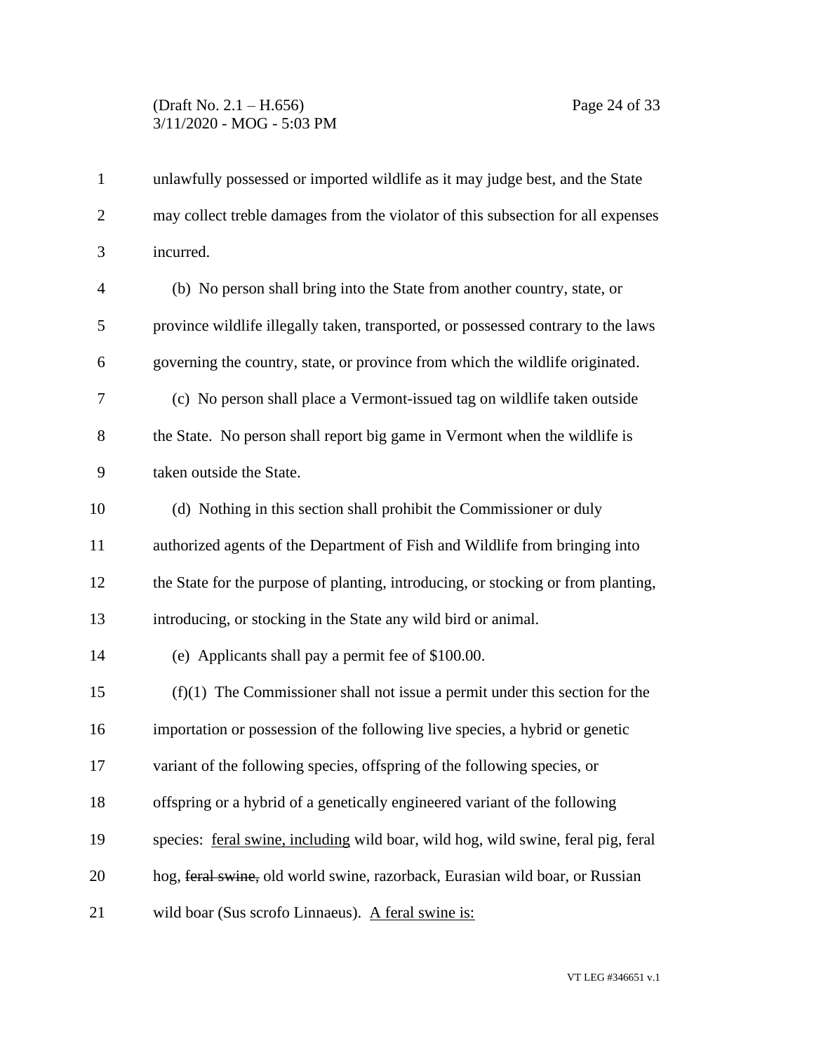unlawfully possessed or imported wildlife as it may judge best, and the State may collect treble damages from the violator of this subsection for all expenses incurred.

(b) No person shall bring into the State from another country, state, or province wildlife illegally taken, transported, or possessed contrary to the laws governing the country, state, or province from which the wildlife originated.

(c) No person shall place a Vermont-issued tag on wildlife taken outside the State. No person shall report big game in Vermont when the wildlife is taken outside the State.

(d) Nothing in this section shall prohibit the Commissioner or duly authorized agents of the Department of Fish and Wildlife from bringing into the State for the purpose of planting, introducing, or stocking or from planting, introducing, or stocking in the State any wild bird or animal.

(e) Applicants shall pay a permit fee of $100.00.

(f)(1) The Commissioner shall not issue a permit under this section for the importation or possession of the following live species, a hybrid or genetic variant of the following species, offspring of the following species, or offspring or a hybrid of a genetically engineered variant of the following species: <u>feral swine, including</u> wild boar, wild hog, wild swine, feral pig, feral hog, ~~feral swine,~~ old world swine, razorback, Eurasian wild boar, or Russian wild boar (Sus scrofo Linnaeus). <u>A feral swine is:</u>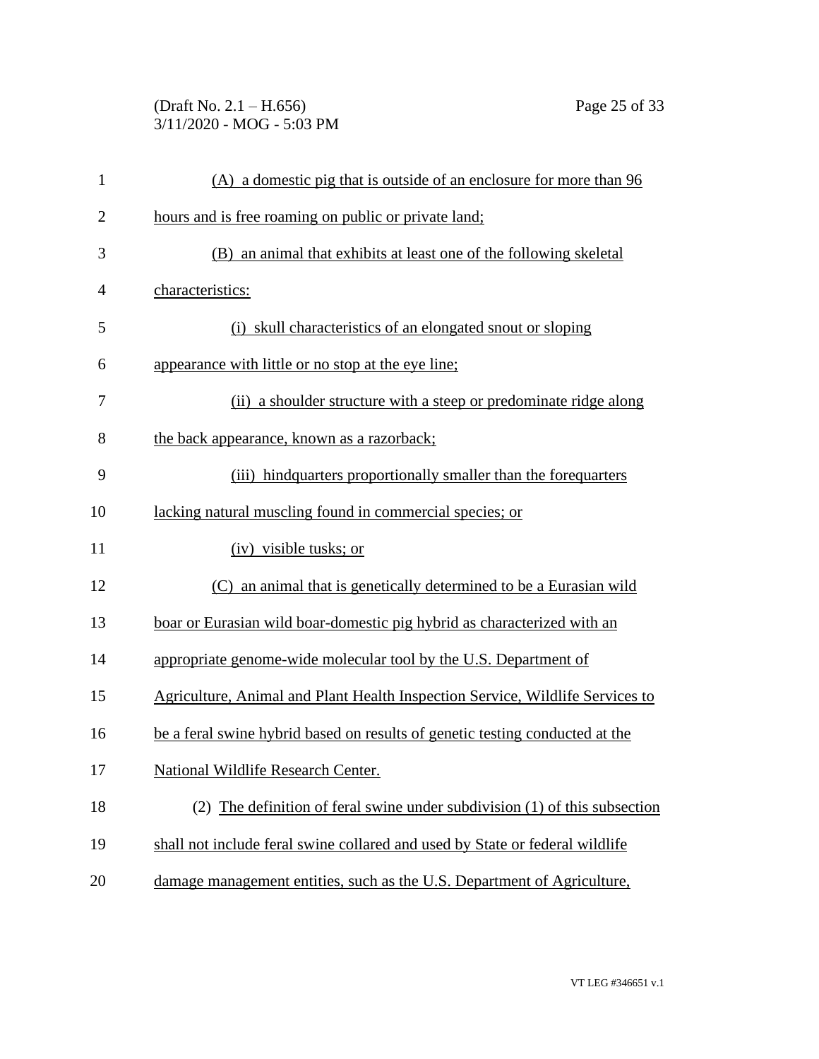(A) a domestic pig that is outside of an enclosure for more than 96 hours and is free roaming on public or private land;

(B) an animal that exhibits at least one of the following skeletal characteristics:

(i) skull characteristics of an elongated snout or sloping appearance with little or no stop at the eye line;

(ii) a shoulder structure with a steep or predominate ridge along the back appearance, known as a razorback;

(iii) hindquarters proportionally smaller than the forequarters lacking natural muscling found in commercial species; or

(iv) visible tusks; or

(C) an animal that is genetically determined to be a Eurasian wild boar or Eurasian wild boar-domestic pig hybrid as characterized with an appropriate genome-wide molecular tool by the U.S. Department of Agriculture, Animal and Plant Health Inspection Service, Wildlife Services to be a feral swine hybrid based on results of genetic testing conducted at the National Wildlife Research Center.

(2) The definition of feral swine under subdivision (1) of this subsection shall not include feral swine collared and used by State or federal wildlife damage management entities, such as the U.S. Department of Agriculture,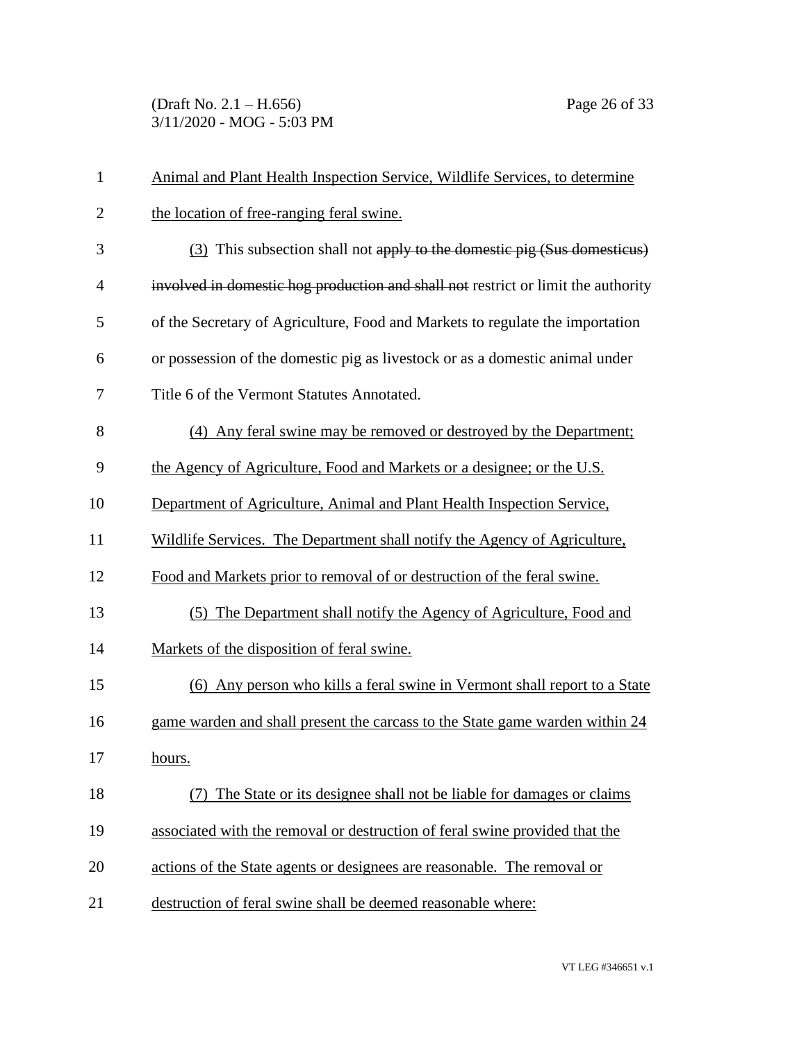Animal and Plant Health Inspection Service, Wildlife Services, to determine the location of free-ranging feral swine.

(3) This subsection shall not ~~apply to the domestic pig (Sus domesticus) involved in domestic hog production and shall not~~ restrict or limit the authority of the Secretary of Agriculture, Food and Markets to regulate the importation or possession of the domestic pig as livestock or as a domestic animal under Title 6 of the Vermont Statutes Annotated.

(4) Any feral swine may be removed or destroyed by the Department; the Agency of Agriculture, Food and Markets or a designee; or the U.S. Department of Agriculture, Animal and Plant Health Inspection Service, Wildlife Services. The Department shall notify the Agency of Agriculture, Food and Markets prior to removal of or destruction of the feral swine.

(5) The Department shall notify the Agency of Agriculture, Food and Markets of the disposition of feral swine.

(6) Any person who kills a feral swine in Vermont shall report to a State game warden and shall present the carcass to the State game warden within 24 hours.

(7) The State or its designee shall not be liable for damages or claims associated with the removal or destruction of feral swine provided that the actions of the State agents or designees are reasonable. The removal or destruction of feral swine shall be deemed reasonable where: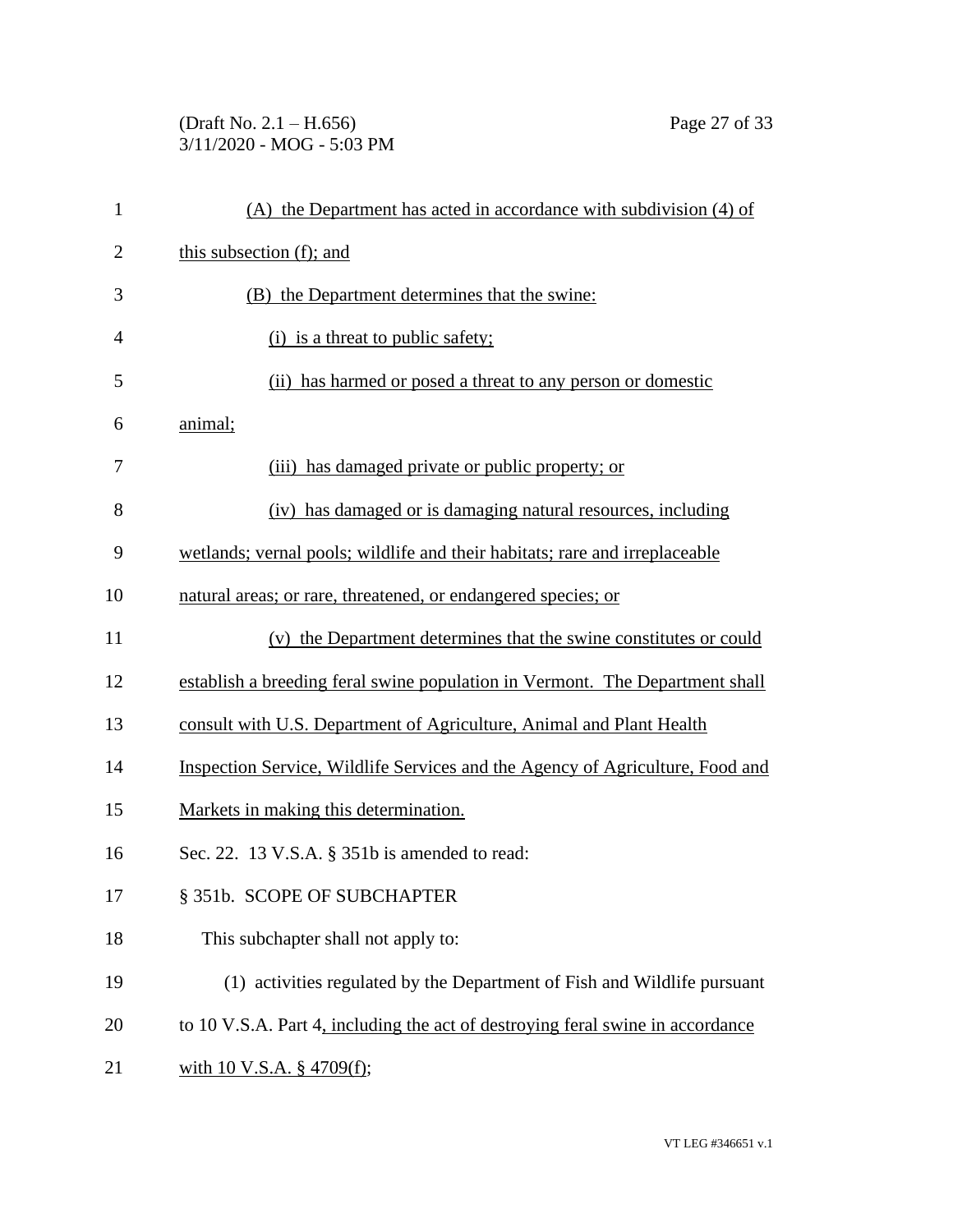(A) the Department has acted in accordance with subdivision (4) of this subsection (f); and

(B) the Department determines that the swine:

(i) is a threat to public safety;

(ii) has harmed or posed a threat to any person or domestic animal;

(iii) has damaged private or public property; or

(iv) has damaged or is damaging natural resources, including wetlands; vernal pools; wildlife and their habitats; rare and irreplaceable natural areas; or rare, threatened, or endangered species; or

(v) the Department determines that the swine constitutes or could establish a breeding feral swine population in Vermont. The Department shall consult with U.S. Department of Agriculture, Animal and Plant Health Inspection Service, Wildlife Services and the Agency of Agriculture, Food and Markets in making this determination.

Sec. 22. 13 V.S.A. § 351b is amended to read:

§ 351b. SCOPE OF SUBCHAPTER

This subchapter shall not apply to:

(1) activities regulated by the Department of Fish and Wildlife pursuant to 10 V.S.A. Part 4, including the act of destroying feral swine in accordance with 10 V.S.A. § 4709(f);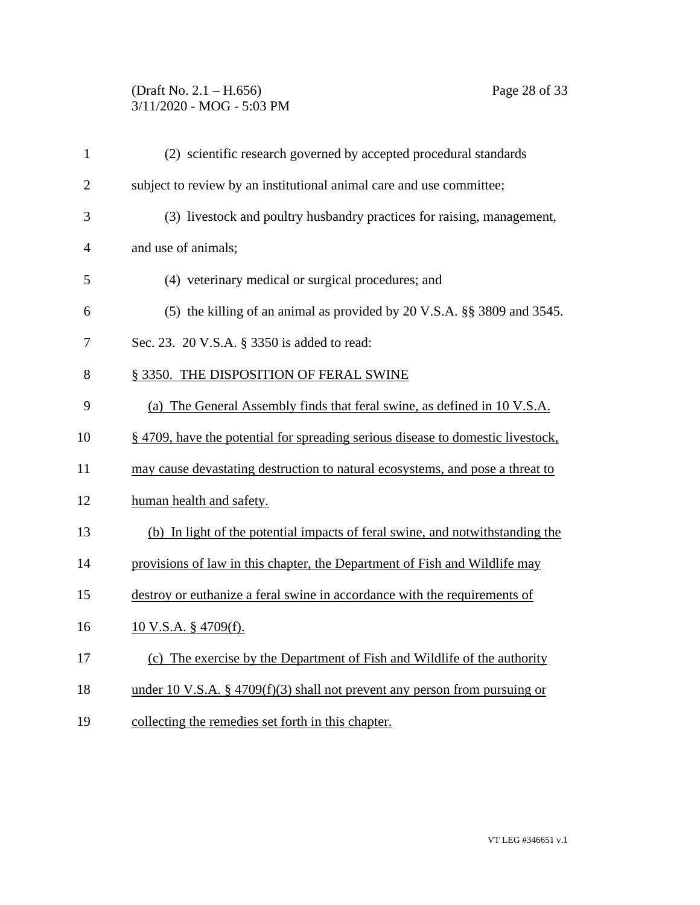(2) scientific research governed by accepted procedural standards subject to review by an institutional animal care and use committee;

(3) livestock and poultry husbandry practices for raising, management, and use of animals;

(4) veterinary medical or surgical procedures; and

(5) the killing of an animal as provided by 20 V.S.A. §§ 3809 and 3545.

Sec. 23. 20 V.S.A. § 3350 is added to read:

§ 3350. THE DISPOSITION OF FERAL SWINE

(a) The General Assembly finds that feral swine, as defined in 10 V.S.A. § 4709, have the potential for spreading serious disease to domestic livestock, may cause devastating destruction to natural ecosystems, and pose a threat to human health and safety.

(b) In light of the potential impacts of feral swine, and notwithstanding the provisions of law in this chapter, the Department of Fish and Wildlife may destroy or euthanize a feral swine in accordance with the requirements of 10 V.S.A. § 4709(f).

(c) The exercise by the Department of Fish and Wildlife of the authority under 10 V.S.A. § 4709(f)(3) shall not prevent any person from pursuing or collecting the remedies set forth in this chapter.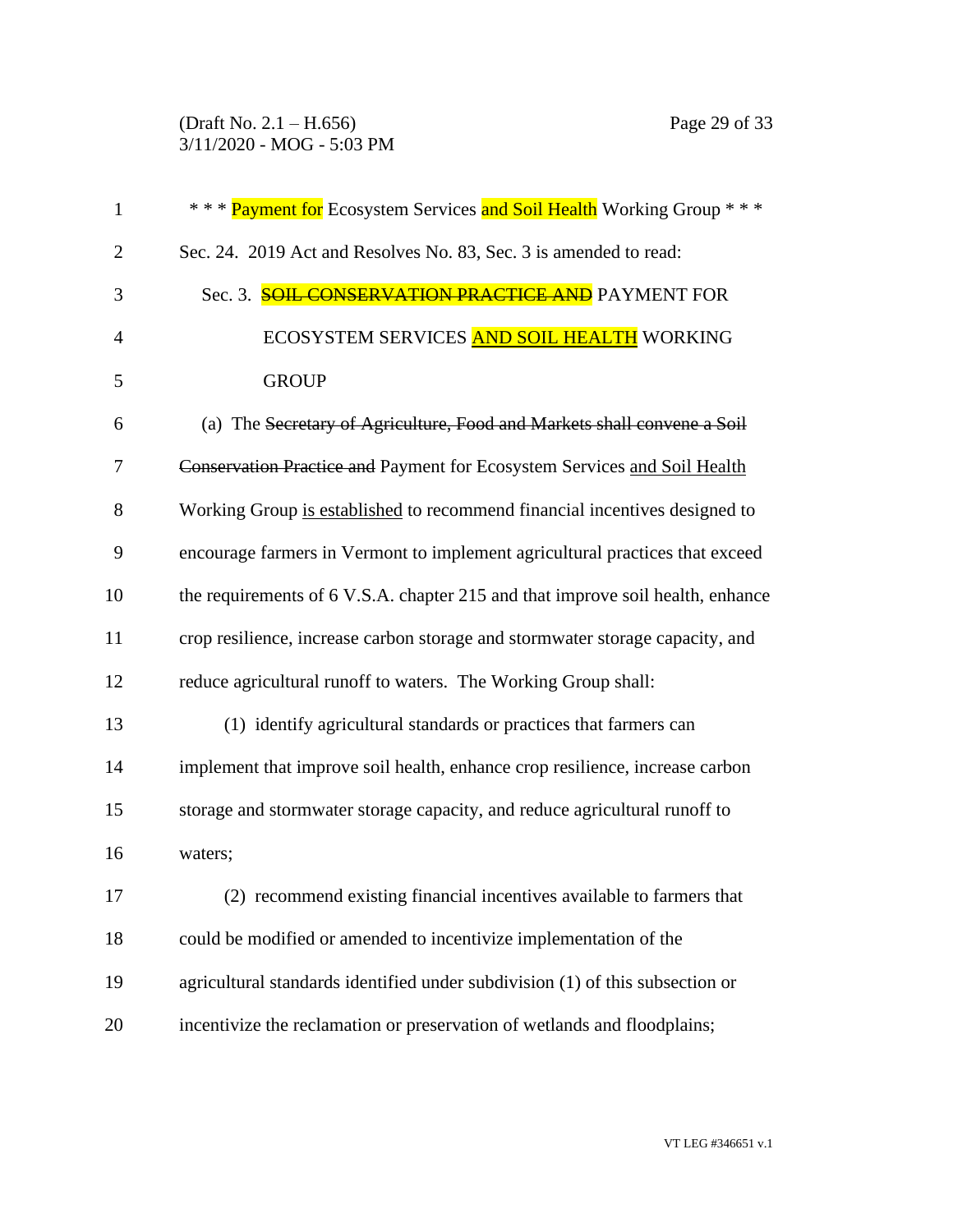\* \* \* Payment for Ecosystem Services and Soil Health Working Group \* \* \*

Sec. 24. 2019 Act and Resolves No. 83, Sec. 3 is amended to read:

Sec. 3. ~~SOIL CONSERVATION PRACTICE AND~~ PAYMENT FOR ECOSYSTEM SERVICES <u>AND SOIL HEALTH</u> WORKING GROUP

(a) The ~~Secretary of Agriculture, Food and Markets shall convene a Soil Conservation Practice and~~ Payment for Ecosystem Services <u>and Soil Health</u> Working Group <u>is established</u> to recommend financial incentives designed to encourage farmers in Vermont to implement agricultural practices that exceed the requirements of 6 V.S.A. chapter 215 and that improve soil health, enhance crop resilience, increase carbon storage and stormwater storage capacity, and reduce agricultural runoff to waters. The Working Group shall:

(1) identify agricultural standards or practices that farmers can implement that improve soil health, enhance crop resilience, increase carbon storage and stormwater storage capacity, and reduce agricultural runoff to waters;

(2) recommend existing financial incentives available to farmers that could be modified or amended to incentivize implementation of the agricultural standards identified under subdivision (1) of this subsection or incentivize the reclamation or preservation of wetlands and floodplains;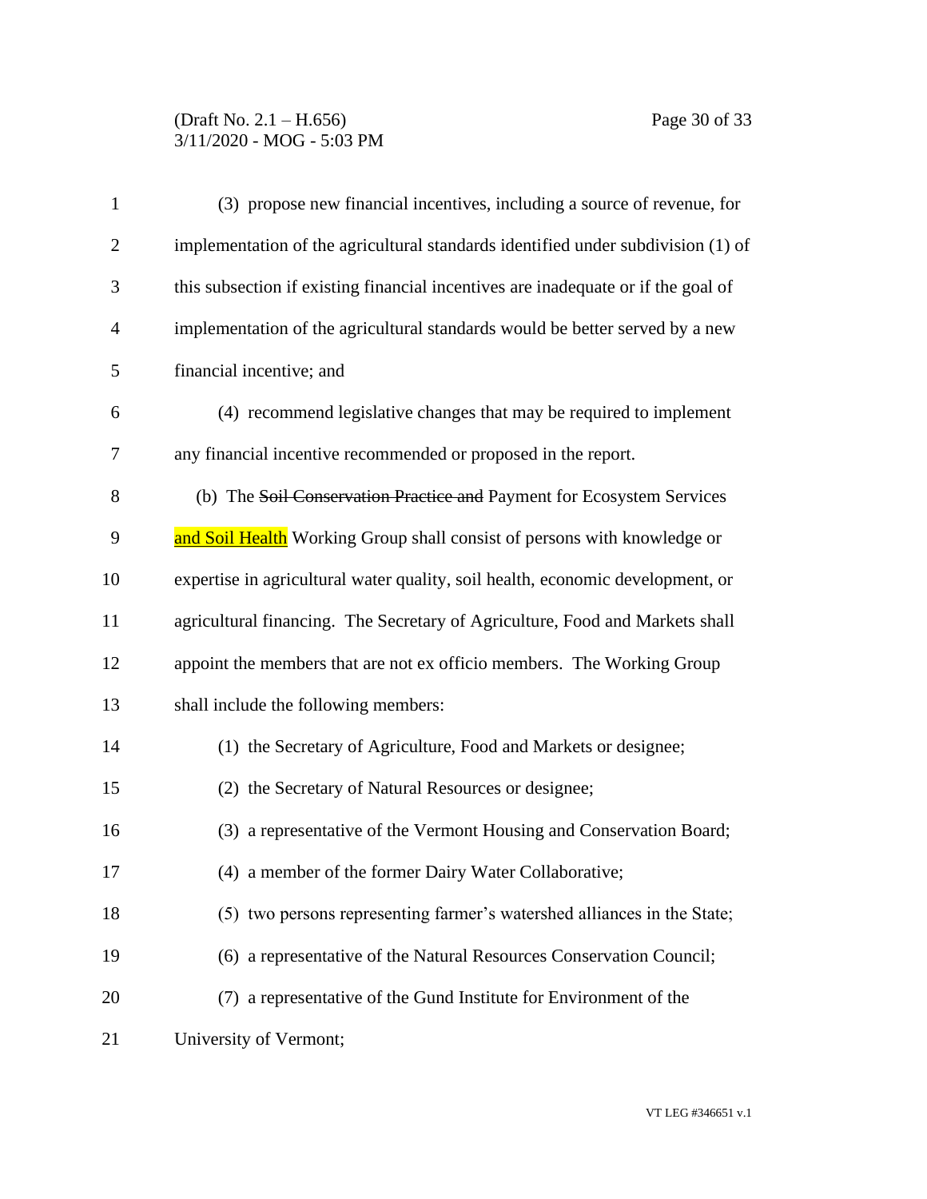(3) propose new financial incentives, including a source of revenue, for implementation of the agricultural standards identified under subdivision (1) of this subsection if existing financial incentives are inadequate or if the goal of implementation of the agricultural standards would be better served by a new financial incentive; and

(4) recommend legislative changes that may be required to implement any financial incentive recommended or proposed in the report.

(b) The ~~Soil Conservation Practice and~~ Payment for Ecosystem Services and Soil Health Working Group shall consist of persons with knowledge or expertise in agricultural water quality, soil health, economic development, or agricultural financing. The Secretary of Agriculture, Food and Markets shall appoint the members that are not ex officio members. The Working Group shall include the following members:

(1) the Secretary of Agriculture, Food and Markets or designee;

(2) the Secretary of Natural Resources or designee;

(3) a representative of the Vermont Housing and Conservation Board;

(4) a member of the former Dairy Water Collaborative;

(5) two persons representing farmer's watershed alliances in the State;

(6) a representative of the Natural Resources Conservation Council;

(7) a representative of the Gund Institute for Environment of the University of Vermont;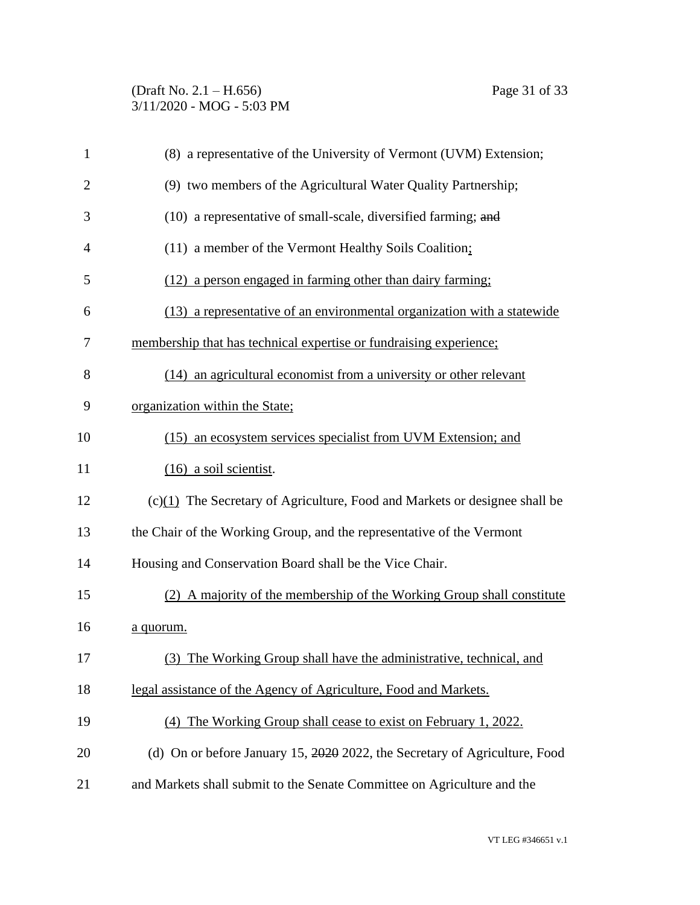(8) a representative of the University of Vermont (UVM) Extension;

(9) two members of the Agricultural Water Quality Partnership;

(10) a representative of small-scale, diversified farming; ~~and~~

(11) a member of the Vermont Healthy Soils Coalition<u>;</u>

<u>(12) a person engaged in farming other than dairy farming;</u>

<u>(13) a representative of an environmental organization with a statewide membership that has technical expertise or fundraising experience;</u>

<u>(14) an agricultural economist from a university or other relevant organization within the State;</u>

<u>(15) an ecosystem services specialist from UVM Extension; and</u>

<u>(16) a soil scientist</u>.

(c)<u>(1)</u> The Secretary of Agriculture, Food and Markets or designee shall be the Chair of the Working Group, and the representative of the Vermont Housing and Conservation Board shall be the Vice Chair.

<u>(2) A majority of the membership of the Working Group shall constitute a quorum.</u>

<u>(3) The Working Group shall have the administrative, technical, and legal assistance of the Agency of Agriculture, Food and Markets.</u>

<u>(4) The Working Group shall cease to exist on February 1, 2022.</u>

(d) On or before January 15, ~~2020~~ 2022, the Secretary of Agriculture, Food and Markets shall submit to the Senate Committee on Agriculture and the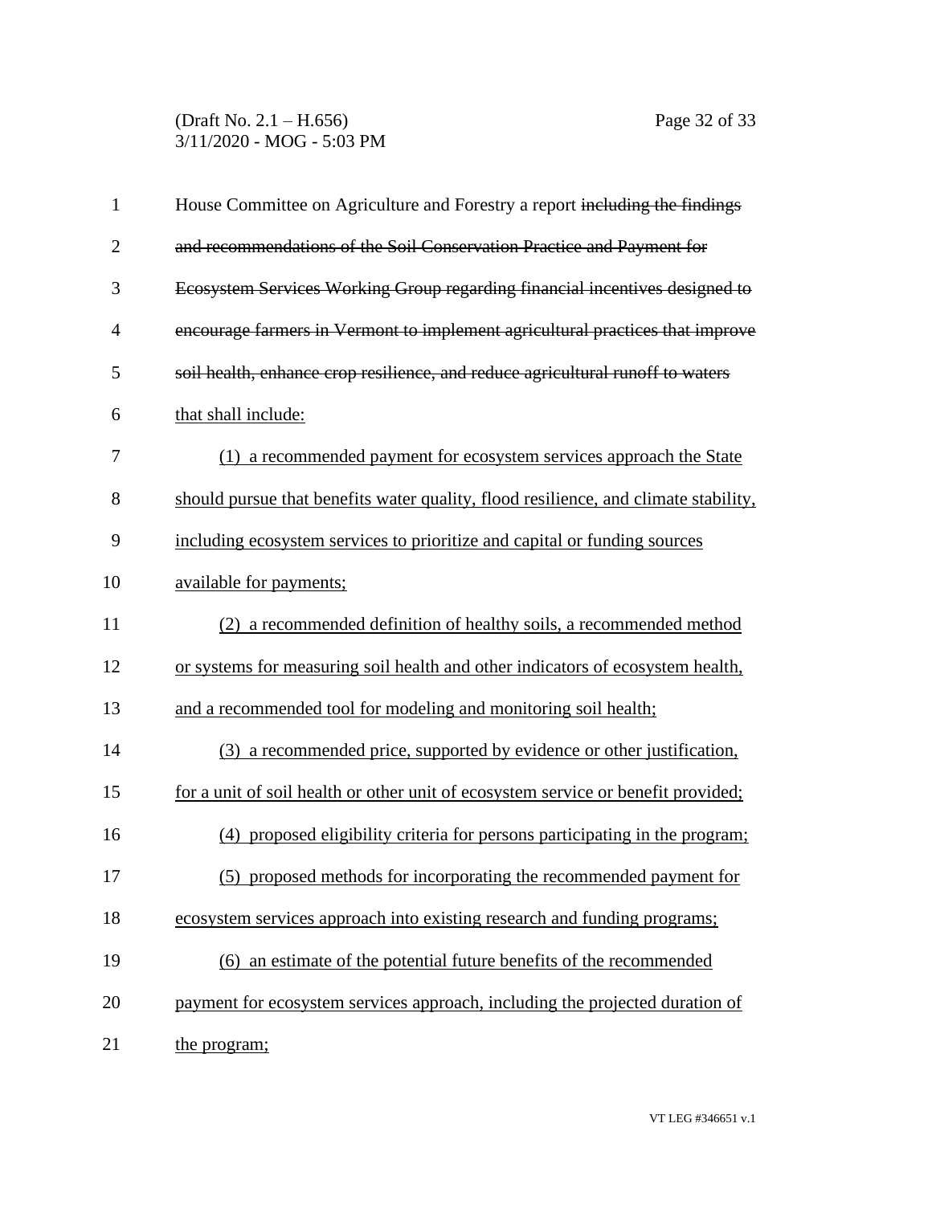House Committee on Agriculture and Forestry a report ~~including the findings and recommendations of the Soil Conservation Practice and Payment for Ecosystem Services Working Group regarding financial incentives designed to encourage farmers in Vermont to implement agricultural practices that improve soil health, enhance crop resilience, and reduce agricultural runoff to waters~~ <u>that shall include:</u>

<u>(1) a recommended payment for ecosystem services approach the State should pursue that benefits water quality, flood resilience, and climate stability, including ecosystem services to prioritize and capital or funding sources available for payments;</u>

<u>(2) a recommended definition of healthy soils, a recommended method or systems for measuring soil health and other indicators of ecosystem health, and a recommended tool for modeling and monitoring soil health;</u>

<u>(3) a recommended price, supported by evidence or other justification, for a unit of soil health or other unit of ecosystem service or benefit provided;</u>

<u>(4) proposed eligibility criteria for persons participating in the program;</u>

<u>(5) proposed methods for incorporating the recommended payment for ecosystem services approach into existing research and funding programs;</u>

<u>(6) an estimate of the potential future benefits of the recommended payment for ecosystem services approach, including the projected duration of the program;</u>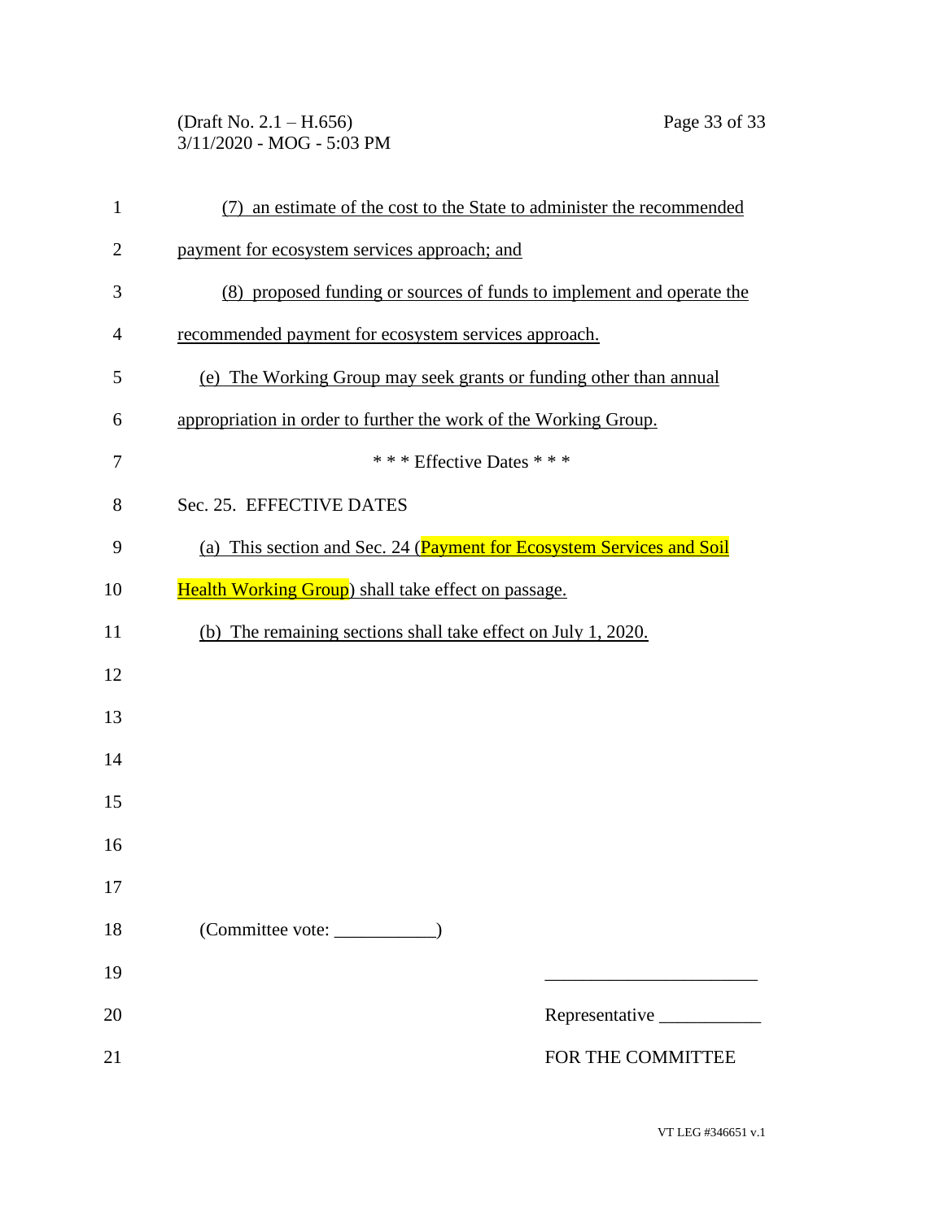(7) an estimate of the cost to the State to administer the recommended payment for ecosystem services approach; and

(8) proposed funding or sources of funds to implement and operate the recommended payment for ecosystem services approach.

(e) The Working Group may seek grants or funding other than annual appropriation in order to further the work of the Working Group.

\* \* \* Effective Dates \* \* \*

Sec. 25. EFFECTIVE DATES

(a) This section and Sec. 24 (Payment for Ecosystem Services and Soil Health Working Group) shall take effect on passage.

(b) The remaining sections shall take effect on July 1, 2020.

(Committee vote: ___________)

_______________________

Representative ___________

FOR THE COMMITTEE